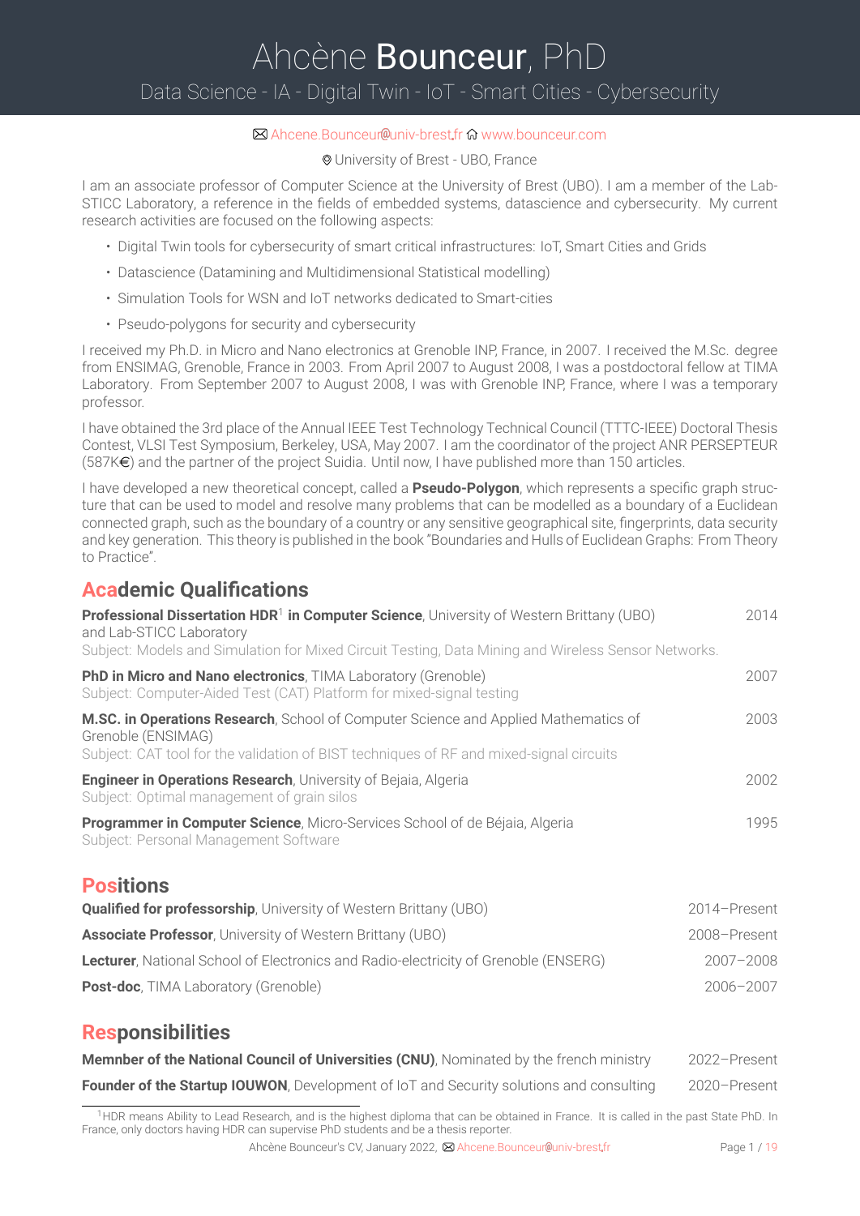# Ahcène Bouonceur, PhD

Data Science - IA - Digital Twin - IoT - Smart Cities - Cybersecurity

✉ Ahcene.Bounceur@univ-brest.fr ⌂ www.bounceur.com

University of Brest - UBO, France

I am an associate professor of Computer Science at the University of Brest (UBO). I am a member of the Lab-STICC Laboratory, a reference in the fields of embedded systems, datascience and cybersecurity. My current research activities are focused on the following aspects:

- Digital Twin tools for cybersecurity of smart critical infrastructures: IoT, Smart Cities and Grids
- Datascience (Datamining and Multidimensional Statistical modelling)
- Simulation Tools for WSN and IoT networks dedicated to Smart-cities
- Pseudo-polygons for security and cybersecurity

I received my Ph.D. in Micro and Nano electronics at Grenoble INP, France, in 2007. I received the M.Sc. degree from ENSIMAG, Grenoble, France in 2003. From April 2007 to August 2008, I was a postdoctoral fellow at TIMA Laboratory. From September 2007 to August 2008, I was with Grenoble INP, France, where I was a temporary professor.

I have obtained the 3rd place of the Annual IEEE Test Technology Technical Council (TTTC-IEEE) Doctoral Thesis Contest, VLSI Test Symposium, Berkeley, USA, May 2007. I am the coordinator of the project ANR PERSEPTEUR (587K€) and the partner of the project Suidia. Until now, I have published more than 150 articles.

I have developed a new theoretical concept, called a **Pseudo-Polygon**, which represents a specific graph structure that can be used to model and resolve many problems that can be modelled as a boundary of a Euclidean connected graph, such as the boundary of a country or any sensitive geographical site, fingerprints, data security and key generation. This theory is published in the book "Boundaries and Hulls of Euclidean Graphs: From Theory to Practice".

## Academic Qualifications

**Professional Dissertation HDR**[1] **in Computer Science**, University of Western Brittany (UBO) and Lab-STICC Laboratory — 2014
Subject: Models and Simulation for Mixed Circuit Testing, Data Mining and Wireless Sensor Networks.

**PhD in Micro and Nano electronics**, TIMA Laboratory (Grenoble) — 2007
Subject: Computer-Aided Test (CAT) Platform for mixed-signal testing

**M.SC. in Operations Research**, School of Computer Science and Applied Mathematics of Grenoble (ENSIMAG) — 2003
Subject: CAT tool for the validation of BIST techniques of RF and mixed-signal circuits

**Engineer in Operations Research**, University of Bejaia, Algeria — 2002
Subject: Optimal management of grain silos

**Programmer in Computer Science**, Micro-Services School of de Béjaia, Algeria — 1995
Subject: Personal Management Software

## Positions

| | |
|---|---|
| **Qualified for professorship**, University of Western Brittany (UBO) | 2014–Present |
| **Associate Professor**, University of Western Brittany (UBO) | 2008–Present |
| **Lecturer**, National School of Electronics and Radio-electricity of Grenoble (ENSERG) | 2007–2008 |
| **Post-doc**, TIMA Laboratory (Grenoble) | 2006–2007 |

## Responsibilities

| | |
|---|---|
| **Memnber of the National Council of Universities (CNU)**, Nominated by the french ministry | 2022–Present |
| **Founder of the Startup IOUWON**, Development of IoT and Security solutions and consulting | 2020–Present |

[1] HDR means Ability to Lead Research, and is the highest diploma that can be obtained in France. It is called in the past State PhD. In France, only doctors having HDR can supervise PhD students and be a thesis reporter.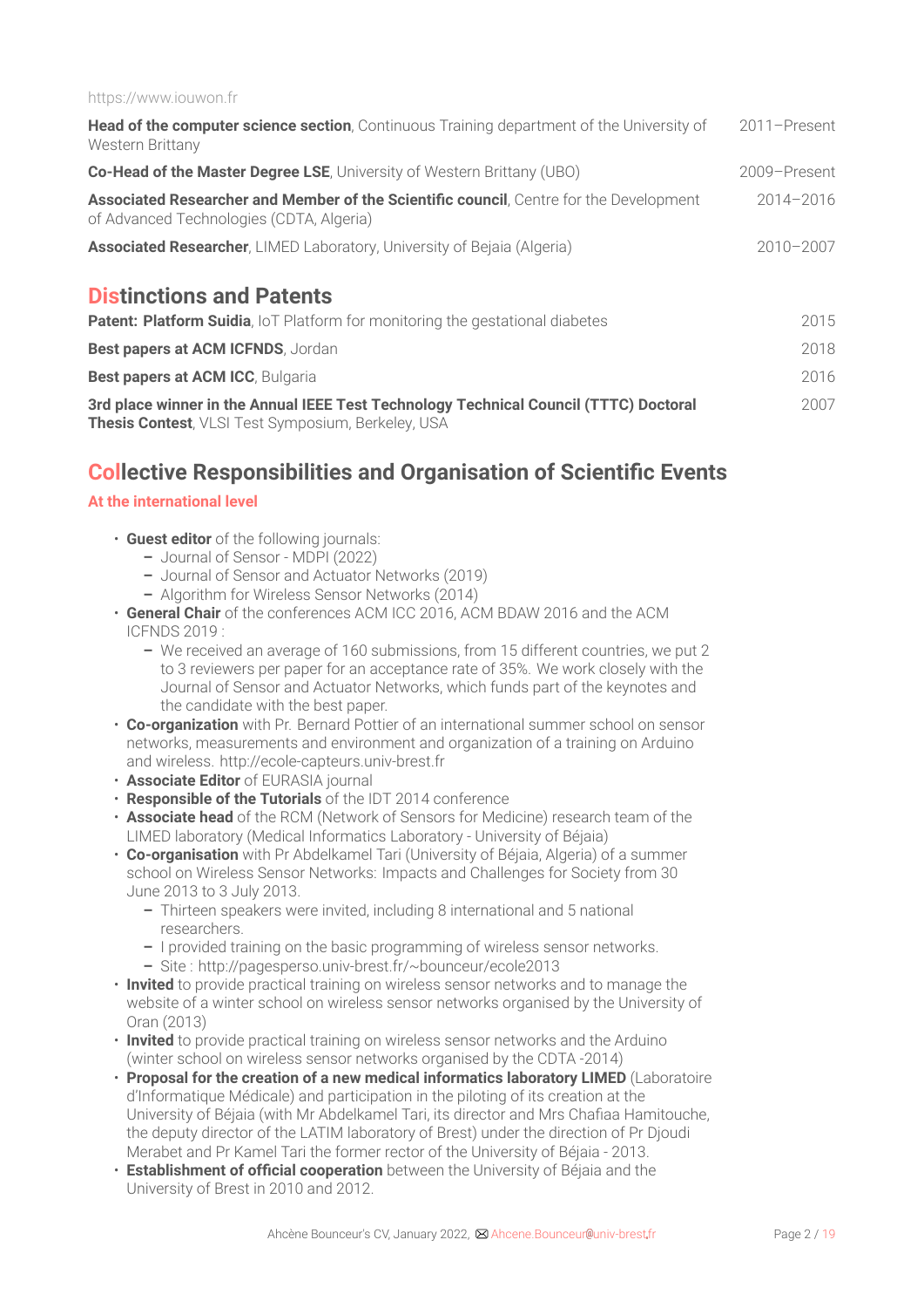https://www.iouwon.fr

**Head of the computer science section**, Continuous Training department of the University of Western Brittany — 2011–Present

**Co-Head of the Master Degree LSE**, University of Western Brittany (UBO) — 2009–Present

**Associated Researcher and Member of the Scientific council**, Centre for the Development of Advanced Technologies (CDTA, Algeria) — 2014–2016

**Associated Researcher**, LIMED Laboratory, University of Bejaia (Algeria) — 2010–2007

## Distinctions and Patents

**Patent: Platform Suidia**, IoT Platform for monitoring the gestational diabetes — 2015

**Best papers at ACM ICFNDS**, Jordan — 2018

**Best papers at ACM ICC**, Bulgaria — 2016

**3rd place winner in the Annual IEEE Test Technology Technical Council (TTTC) Doctoral Thesis Contest**, VLSI Test Symposium, Berkeley, USA — 2007

## Collective Responsibilities and Organisation of Scientific Events

### At the international level

- **Guest editor** of the following journals:
  - Journal of Sensor - MDPI (2022)
  - Journal of Sensor and Actuator Networks (2019)
  - Algorithm for Wireless Sensor Networks (2014)
- **General Chair** of the conferences ACM ICC 2016, ACM BDAW 2016 and the ACM ICFNDS 2019 :
  - We received an average of 160 submissions, from 15 different countries, we put 2 to 3 reviewers per paper for an acceptance rate of 35%. We work closely with the Journal of Sensor and Actuator Networks, which funds part of the keynotes and the candidate with the best paper.
- **Co-organization** with Pr. Bernard Pottier of an international summer school on sensor networks, measurements and environment and organization of a training on Arduino and wireless. http://ecole-capteurs.univ-brest.fr
- **Associate Editor** of EURASIA journal
- **Responsible of the Tutorials** of the IDT 2014 conference
- **Associate head** of the RCM (Network of Sensors for Medicine) research team of the LIMED laboratory (Medical Informatics Laboratory - University of Béjaia)
- **Co-organisation** with Pr Abdelkamel Tari (University of Béjaia, Algeria) of a summer school on Wireless Sensor Networks: Impacts and Challenges for Society from 30 June 2013 to 3 July 2013.
  - Thirteen speakers were invited, including 8 international and 5 national researchers.
  - I provided training on the basic programming of wireless sensor networks.
  - Site : http://pagesperso.univ-brest.fr/~bounceur/ecole2013
- **Invited** to provide practical training on wireless sensor networks and to manage the website of a winter school on wireless sensor networks organised by the University of Oran (2013)
- **Invited** to provide practical training on wireless sensor networks and the Arduino (winter school on wireless sensor networks organised by the CDTA -2014)
- **Proposal for the creation of a new medical informatics laboratory LIMED** (Laboratoire d'Informatique Médicale) and participation in the piloting of its creation at the University of Béjaia (with Mr Abdelkamel Tari, its director and Mrs Chafiaa Hamitouche, the deputy director of the LATIM laboratory of Brest) under the direction of Pr Djoudi Merabet and Pr Kamel Tari the former rector of the University of Béjaia - 2013.
- **Establishment of official cooperation** between the University of Béjaia and the University of Brest in 2010 and 2012.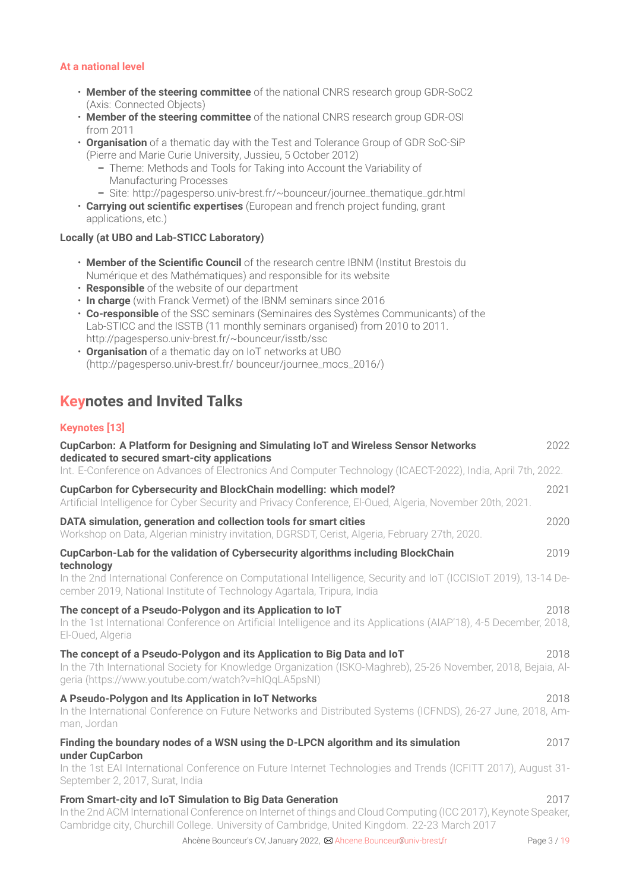### At a national level

- **Member of the steering committee** of the national CNRS research group GDR-SoC2 (Axis: Connected Objects)
- **Member of the steering committee** of the national CNRS research group GDR-OSI from 2011
- **Organisation** of a thematic day with the Test and Tolerance Group of GDR SoC-SiP (Pierre and Marie Curie University, Jussieu, 5 October 2012)
  - Theme: Methods and Tools for Taking into Account the Variability of Manufacturing Processes
  - Site: http://pagesperso.univ-brest.fr/~bounceur/journee_thematique_gdr.html
- **Carrying out scientific expertises** (European and french project funding, grant applications, etc.)

### Locally (at UBO and Lab-STICC Laboratory)

- **Member of the Scientific Council** of the research centre IBNM (Institut Brestois du Numérique et des Mathématiques) and responsible for its website
- **Responsible** of the website of our department
- **In charge** (with Franck Vermet) of the IBNM seminars since 2016
- **Co-responsible** of the SSC seminars (Seminaires des Systèmes Communicants) of the Lab-STICC and the ISSTB (11 monthly seminars organised) from 2010 to 2011. http://pagesperso.univ-brest.fr/~bounceur/isstb/ssc
- **Organisation** of a thematic day on IoT networks at UBO (http://pagesperso.univ-brest.fr/ bounceur/journee_mocs_2016/)

## Keynotes and Invited Talks

### Keynotes [13]

**CupCarbon: A Platform for Designing and Simulating IoT and Wireless Sensor Networks dedicated to secured smart-city applications** — 2022
Int. E-Conference on Advances of Electronics And Computer Technology (ICAECT-2022), India, April 7th, 2022.

**CupCarbon for Cybersecurity and BlockChain modelling: which model?** — 2021
Artificial Intelligence for Cyber Security and Privacy Conference, El-Oued, Algeria, November 20th, 2021.

**DATA simulation, generation and collection tools for smart cities** — 2020
Workshop on Data, Algerian ministry invitation, DGRSDT, Cerist, Algeria, February 27th, 2020.

**CupCarbon-Lab for the validation of Cybersecurity algorithms including BlockChain technology** — 2019
In the 2nd International Conference on Computational Intelligence, Security and IoT (ICCISIoT 2019), 13-14 December 2019, National Institute of Technology Agartala, Tripura, India

**The concept of a Pseudo-Polygon and its Application to IoT** — 2018
In the 1st International Conference on Artificial Intelligence and its Applications (AIAP'18), 4-5 December, 2018, El-Oued, Algeria

**The concept of a Pseudo-Polygon and its Application to Big Data and IoT** — 2018
In the 7th International Society for Knowledge Organization (ISKO-Maghreb), 25-26 November, 2018, Bejaia, Algeria (https://www.youtube.com/watch?v=hIQqLA5psNI)

**A Pseudo-Polygon and Its Application in IoT Networks** — 2018
In the International Conference on Future Networks and Distributed Systems (ICFNDS), 26-27 June, 2018, Amman, Jordan

**Finding the boundary nodes of a WSN using the D-LPCN algorithm and its simulation under CupCarbon** — 2017
In the 1st EAI International Conference on Future Internet Technologies and Trends (ICFITT 2017), August 31-September 2, 2017, Surat, India

**From Smart-city and IoT Simulation to Big Data Generation** — 2017
In the 2nd ACM International Conference on Internet of things and Cloud Computing (ICC 2017), Keynote Speaker, Cambridge city, Churchill College. University of Cambridge, United Kingdom. 22-23 March 2017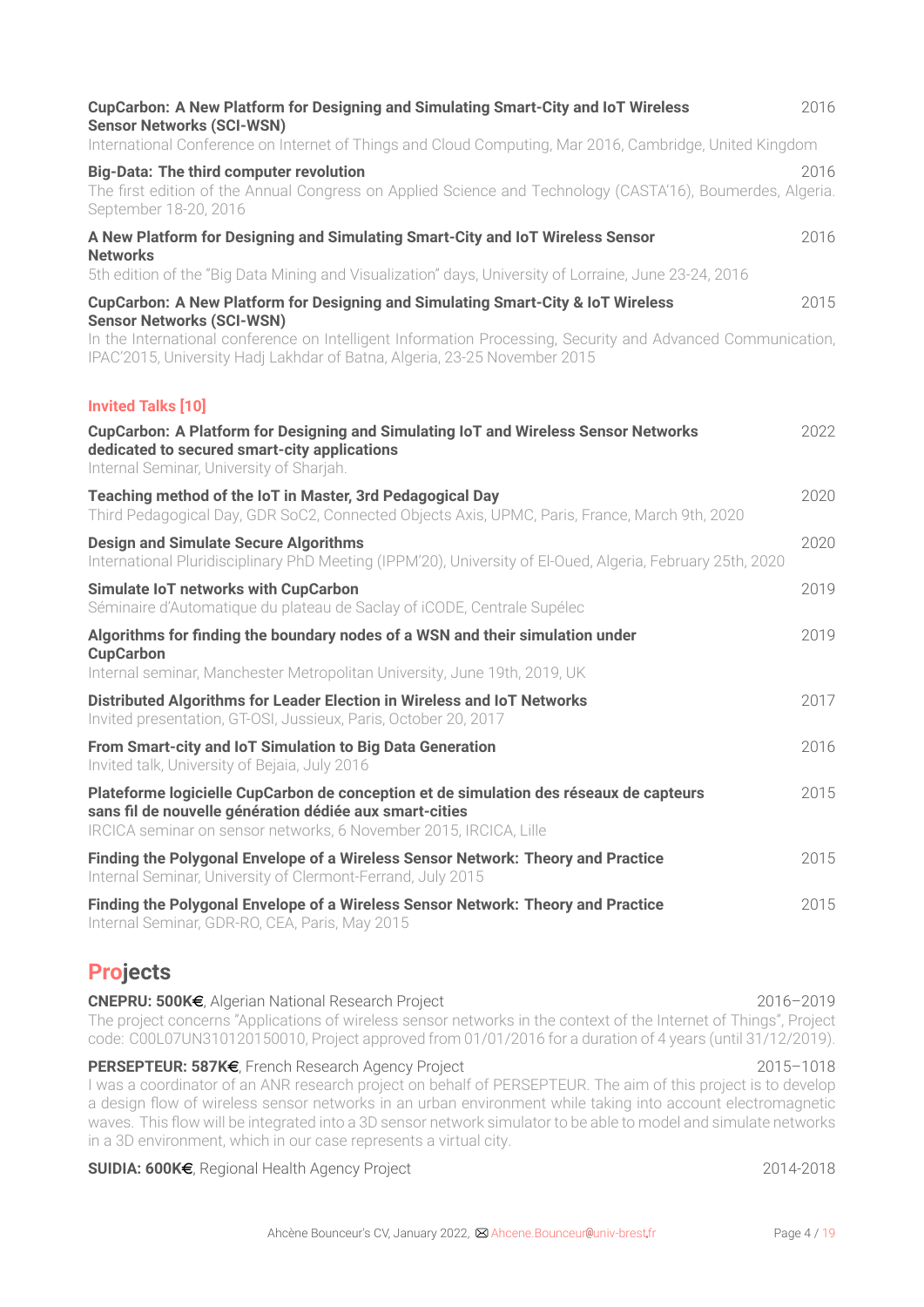**CupCarbon: A New Platform for Designing and Simulating Smart-City and IoT Wireless Sensor Networks (SCI-WSN)** 2016
International Conference on Internet of Things and Cloud Computing, Mar 2016, Cambridge, United Kingdom

**Big-Data: The third computer revolution** 2016
The first edition of the Annual Congress on Applied Science and Technology (CASTA'16), Boumerdes, Algeria. September 18-20, 2016

**A New Platform for Designing and Simulating Smart-City and IoT Wireless Sensor Networks** 2016
5th edition of the "Big Data Mining and Visualization" days, University of Lorraine, June 23-24, 2016

**CupCarbon: A New Platform for Designing and Simulating Smart-City & IoT Wireless Sensor Networks (SCI-WSN)** 2015
In the International conference on Intelligent Information Processing, Security and Advanced Communication, IPAC'2015, University Hadj Lakhdar of Batna, Algeria, 23-25 November 2015

### Invited Talks [10]

**CupCarbon: A Platform for Designing and Simulating IoT and Wireless Sensor Networks dedicated to secured smart-city applications** 2022
Internal Seminar, University of Sharjah.

**Teaching method of the IoT in Master, 3rd Pedagogical Day** 2020
Third Pedagogical Day, GDR SoC2, Connected Objects Axis, UPMC, Paris, France, March 9th, 2020

**Design and Simulate Secure Algorithms** 2020
International Pluridisciplinary PhD Meeting (IPPM'20), University of El-Oued, Algeria, February 25th, 2020

**Simulate IoT networks with CupCarbon** 2019
Séminaire d'Automatique du plateau de Saclay of iCODE, Centrale Supélec

**Algorithms for finding the boundary nodes of a WSN and their simulation under CupCarbon** 2019
Internal seminar, Manchester Metropolitan University, June 19th, 2019, UK

**Distributed Algorithms for Leader Election in Wireless and IoT Networks** 2017
Invited presentation, GT-OSI, Jussieux, Paris, October 20, 2017

**From Smart-city and IoT Simulation to Big Data Generation** 2016
Invited talk, University of Bejaia, July 2016

**Plateforme logicielle CupCarbon de conception et de simulation des réseaux de capteurs sans fil de nouvelle génération dédiée aux smart-cities** 2015
IRCICA seminar on sensor networks, 6 November 2015, IRCICA, Lille

**Finding the Polygonal Envelope of a Wireless Sensor Network: Theory and Practice** 2015
Internal Seminar, University of Clermont-Ferrand, July 2015

**Finding the Polygonal Envelope of a Wireless Sensor Network: Theory and Practice** 2015
Internal Seminar, GDR-RO, CEA, Paris, May 2015

## Projects

**CNEPRU: 500K€**, Algerian National Research Project 2016–2019
The project concerns "Applications of wireless sensor networks in the context of the Internet of Things", Project code: C00L07UN310120150010, Project approved from 01/01/2016 for a duration of 4 years (until 31/12/2019).

**PERSEPTEUR: 587K€**, French Research Agency Project 2015–1018
I was a coordinator of an ANR research project on behalf of PERSEPTEUR. The aim of this project is to develop a design flow of wireless sensor networks in an urban environment while taking into account electromagnetic waves. This flow will be integrated into a 3D sensor network simulator to be able to model and simulate networks in a 3D environment, which in our case represents a virtual city.

**SUIDIA: 600K€**, Regional Health Agency Project 2014-2018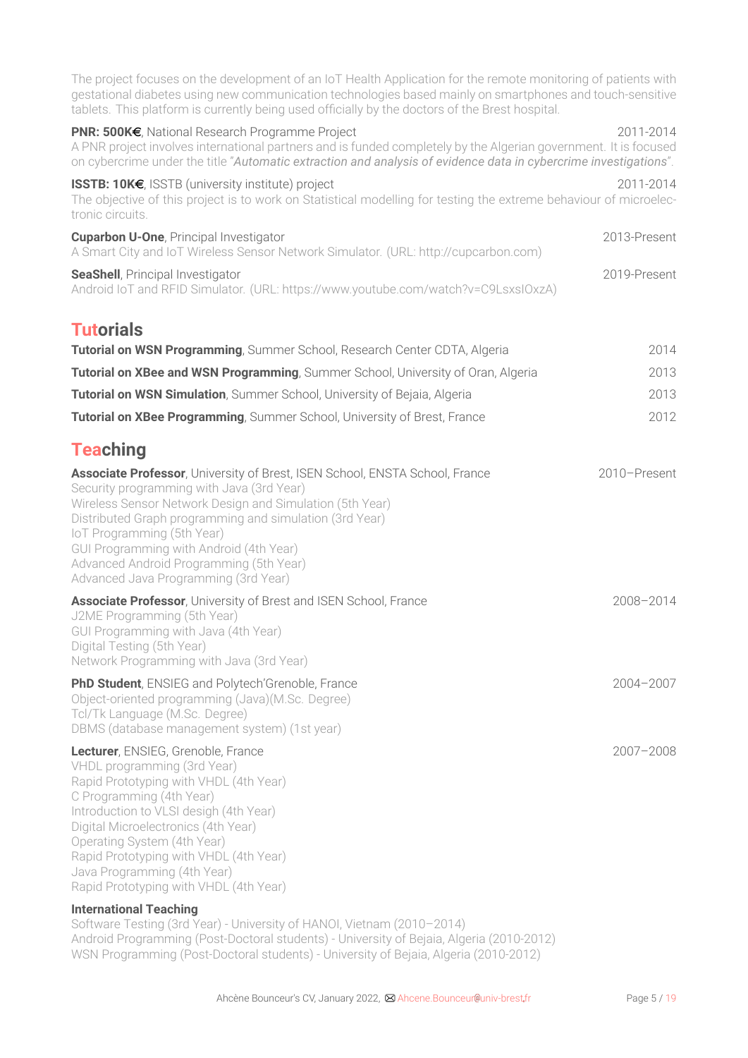The project focuses on the development of an IoT Health Application for the remote monitoring of patients with gestational diabetes using new communication technologies based mainly on smartphones and touch-sensitive tablets. This platform is currently being used officially by the doctors of the Brest hospital.

**PNR: 500K€**, National Research Programme Project — 2011-2014
A PNR project involves international partners and is funded completely by the Algerian government. It is focused on cybercrime under the title "*Automatic extraction and analysis of evidence data in cybercrime investigations*".

**ISSTB: 10K€**, ISSTB (university institute) project — 2011-2014
The objective of this project is to work on Statistical modelling for testing the extreme behaviour of microelectronic circuits.

**Cuparbon U-One**, Principal Investigator — 2013-Present
A Smart City and IoT Wireless Sensor Network Simulator. (URL: http://cupcarbon.com)

**SeaShell**, Principal Investigator — 2019-Present
Android IoT and RFID Simulator. (URL: https://www.youtube.com/watch?v=C9LsxslOxzA)

## Tutorials

**Tutorial on WSN Programming**, Summer School, Research Center CDTA, Algeria — 2014

**Tutorial on XBee and WSN Programming**, Summer School, University of Oran, Algeria — 2013

**Tutorial on WSN Simulation**, Summer School, University of Bejaia, Algeria — 2013

**Tutorial on XBee Programming**, Summer School, University of Brest, France — 2012

## Teaching

**Associate Professor**, University of Brest, ISEN School, ENSTA School, France — 2010–Present
Security programming with Java (3rd Year)
Wireless Sensor Network Design and Simulation (5th Year)
Distributed Graph programming and simulation (3rd Year)
IoT Programming (5th Year)
GUI Programming with Android (4th Year)
Advanced Android Programming (5th Year)
Advanced Java Programming (3rd Year)

**Associate Professor**, University of Brest and ISEN School, France — 2008–2014
J2ME Programming (5th Year)
GUI Programming with Java (4th Year)
Digital Testing (5th Year)
Network Programming with Java (3rd Year)

**PhD Student**, ENSIEG and Polytech'Grenoble, France — 2004–2007
Object-oriented programming (Java)(M.Sc. Degree)
Tcl/Tk Language (M.Sc. Degree)
DBMS (database management system) (1st year)

**Lecturer**, ENSIEG, Grenoble, France — 2007–2008
VHDL programming (3rd Year)
Rapid Prototyping with VHDL (4th Year)
C Programming (4th Year)
Introduction to VLSI desigh (4th Year)
Digital Microelectronics (4th Year)
Operating System (4th Year)
Rapid Prototyping with VHDL (4th Year)
Java Programming (4th Year)
Rapid Prototyping with VHDL (4th Year)

**International Teaching**
Software Testing (3rd Year) - University of HANOI, Vietnam (2010–2014)
Android Programming (Post-Doctoral students) - University of Bejaia, Algeria (2010-2012)
WSN Programming (Post-Doctoral students) - University of Bejaia, Algeria (2010-2012)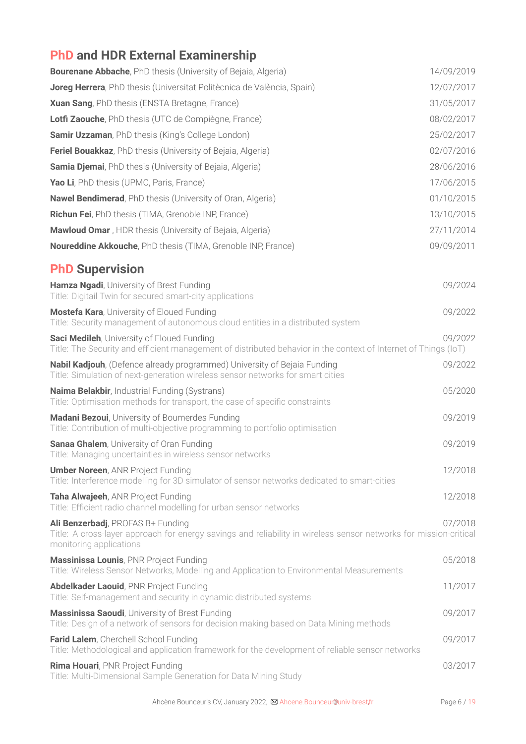## PhD and HDR External Examinership

**Bourenane Abbache**, PhD thesis (University of Bejaia, Algeria) 14/09/2019

**Joreg Herrera**, PhD thesis (Universitat Politècnica de València, Spain) 12/07/2017

**Xuan Sang**, PhD thesis (ENSTA Bretagne, France) 31/05/2017

**Lotfi Zaouche**, PhD thesis (UTC de Compiègne, France) 08/02/2017

**Samir Uzzaman**, PhD thesis (King's College London) 25/02/2017

**Feriel Bouakkaz**, PhD thesis (University of Bejaia, Algeria) 02/07/2016

**Samia Djemai**, PhD thesis (University of Bejaia, Algeria) 28/06/2016

**Yao Li**, PhD thesis (UPMC, Paris, France) 17/06/2015

**Nawel Bendimerad**, PhD thesis (University of Oran, Algeria) 01/10/2015

**Richun Fei**, PhD thesis (TIMA, Grenoble INP, France) 13/10/2015

**Mawloud Omar** , HDR thesis (University of Bejaia, Algeria) 27/11/2014

**Noureddine Akkouche**, PhD thesis (TIMA, Grenoble INP, France) 09/09/2011

## PhD Supervision

**Hamza Ngadi**, University of Brest Funding 09/2024
Title: Digitail Twin for secured smart-city applications

**Mostefa Kara**, University of Eloued Funding 09/2022
Title: Security management of autonomous cloud entities in a distributed system

**Saci Medileh**, University of Eloued Funding 09/2022
Title: The Security and efficient management of distributed behavior in the context of Internet of Things (IoT)

**Nabil Kadjouh**, (Defence already programmed) University of Bejaia Funding 09/2022
Title: Simulation of next-generation wireless sensor networks for smart cities

**Naima Belakbir**, Industrial Funding (Systrans) 05/2020
Title: Optimisation methods for transport, the case of specific constraints

**Madani Bezoui**, University of Boumerdes Funding 09/2019
Title: Contribution of multi-objective programming to portfolio optimisation

**Sanaa Ghalem**, University of Oran Funding 09/2019
Title: Managing uncertainties in wireless sensor networks

**Umber Noreen**, ANR Project Funding 12/2018
Title: Interference modelling for 3D simulator of sensor networks dedicated to smart-cities

**Taha Alwajeeh**, ANR Project Funding 12/2018
Title: Efficient radio channel modelling for urban sensor networks

**Ali Benzerbadj**, PROFAS B+ Funding 07/2018
Title: A cross-layer approach for energy savings and reliability in wireless sensor networks for mission-critical monitoring applications

**Massinissa Lounis**, PNR Project Funding 05/2018
Title: Wireless Sensor Networks, Modelling and Application to Environmental Measurements

**Abdelkader Laouid**, PNR Project Funding 11/2017
Title: Self-management and security in dynamic distributed systems

**Massinissa Saoudi**, University of Brest Funding 09/2017
Title: Design of a network of sensors for decision making based on Data Mining methods

**Farid Lalem**, Cherchell School Funding 09/2017
Title: Methodological and application framework for the development of reliable sensor networks

**Rima Houari**, PNR Project Funding 03/2017
Title: Multi-Dimensional Sample Generation for Data Mining Study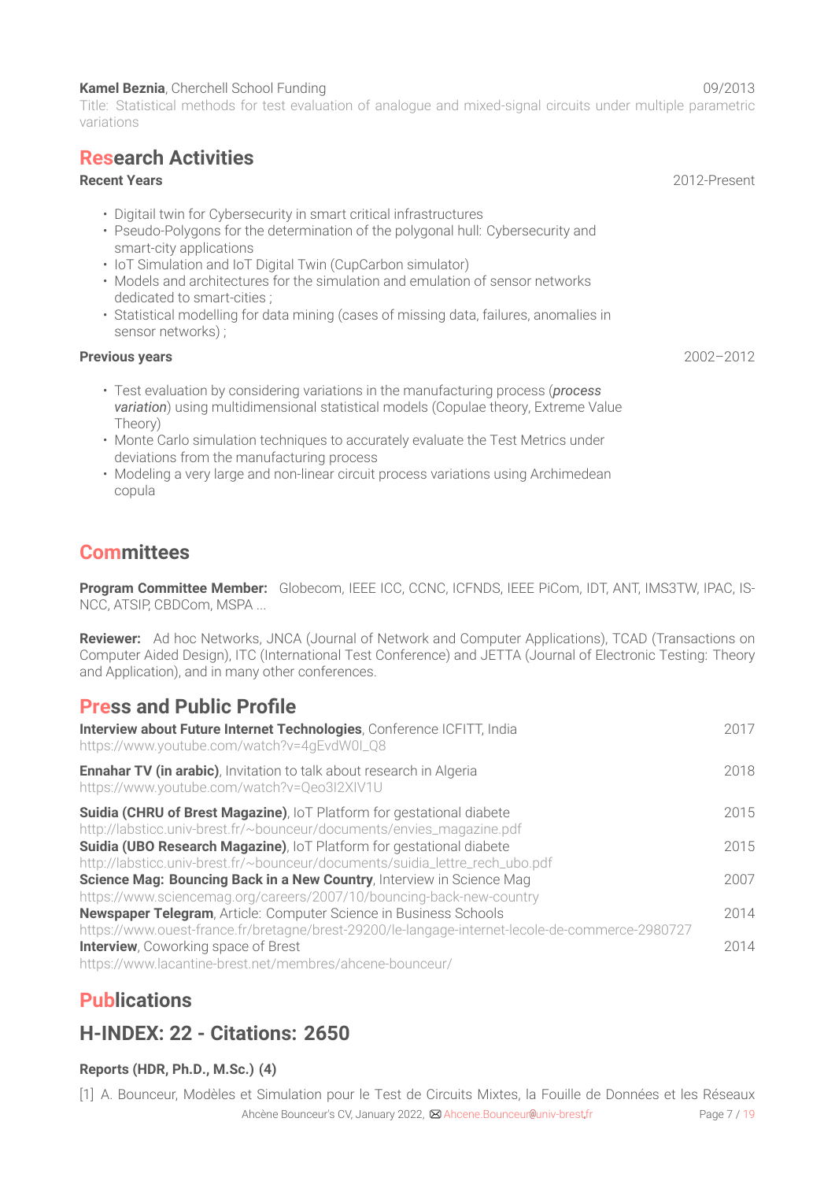**Kamel Beznia**, Cherchell School Funding 09/2013

Title: Statistical methods for test evaluation of analogue and mixed-signal circuits under multiple parametric variations

# Research Activities

**Recent Years** 2012-Present

- Digitail twin for Cybersecurity in smart critical infrastructures
- Pseudo-Polygons for the determination of the polygonal hull: Cybersecurity and smart-city applications
- IoT Simulation and IoT Digital Twin (CupCarbon simulator)
- Models and architectures for the simulation and emulation of sensor networks dedicated to smart-cities ;
- Statistical modelling for data mining (cases of missing data, failures, anomalies in sensor networks) ;

**Previous years** 2002–2012

- Test evaluation by considering variations in the manufacturing process (***process variation***) using multidimensional statistical models (Copulae theory, Extreme Value Theory)
- Monte Carlo simulation techniques to accurately evaluate the Test Metrics under deviations from the manufacturing process
- Modeling a very large and non-linear circuit process variations using Archimedean copula

# Committees

**Program Committee Member:** Globecom, IEEE ICC, CCNC, ICFNDS, IEEE PiCom, IDT, ANT, IMS3TW, IPAC, IS-NCC, ATSIP, CBDCom, MSPA ...

**Reviewer:** Ad hoc Networks, JNCA (Journal of Network and Computer Applications), TCAD (Transactions on Computer Aided Design), ITC (International Test Conference) and JETTA (Journal of Electronic Testing: Theory and Application), and in many other conferences.

# Press and Public Profile

**Interview about Future Internet Technologies**, Conference ICFITT, India 2017
https://www.youtube.com/watch?v=4gEvdW0I_Q8

**Ennahar TV (in arabic)**, Invitation to talk about research in Algeria 2018
https://www.youtube.com/watch?v=Qeo3I2XIV1U

**Suidia (CHRU of Brest Magazine)**, IoT Platform for gestational diabete 2015
http://labsticc.univ-brest.fr/~bounceur/documents/envies_magazine.pdf

**Suidia (UBO Research Magazine)**, IoT Platform for gestational diabete 2015
http://labsticc.univ-brest.fr/~bounceur/documents/suidia_lettre_rech_ubo.pdf

**Science Mag: Bouncing Back in a New Country**, Interview in Science Mag 2007
https://www.sciencemag.org/careers/2007/10/bouncing-back-new-country

**Newspaper Telegram**, Article: Computer Science in Business Schools 2014
https://www.ouest-france.fr/bretagne/brest-29200/le-langage-internet-lecole-de-commerce-2980727

**Interview**, Coworking space of Brest 2014
https://www.lacantine-brest.net/membres/ahcene-bounceur/

# Publications

## H-INDEX: 22 - Citations: 2650

### Reports (HDR, Ph.D., M.Sc.) (4)

[1] A. Bounceur, Modèles et Simulation pour le Test de Circuits Mixtes, la Fouille de Données et les Réseaux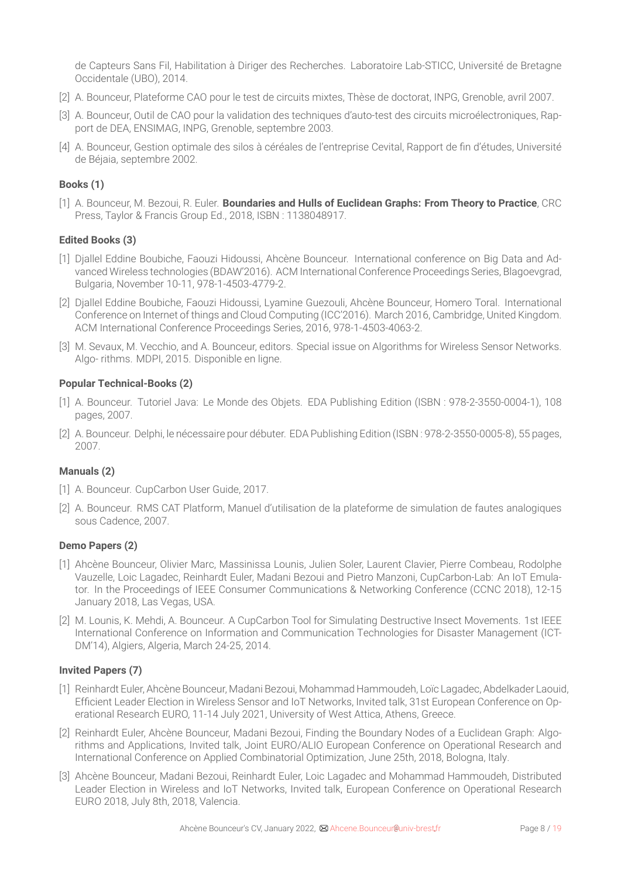de Capteurs Sans Fil, Habilitation à Diriger des Recherches. Laboratoire Lab-STICC, Université de Bretagne Occidentale (UBO), 2014.

[2] A. Bounceur, Plateforme CAO pour le test de circuits mixtes, Thèse de doctorat, INPG, Grenoble, avril 2007.

[3] A. Bounceur, Outil de CAO pour la validation des techniques d'auto-test des circuits microélectroniques, Rapport de DEA, ENSIMAG, INPG, Grenoble, septembre 2003.

[4] A. Bounceur, Gestion optimale des silos à céréales de l'entreprise Cevital, Rapport de fin d'études, Université de Béjaia, septembre 2002.

**Books (1)**

[1] A. Bounceur, M. Bezoui, R. Euler. **Boundaries and Hulls of Euclidean Graphs: From Theory to Practice**, CRC Press, Taylor & Francis Group Ed., 2018, ISBN : 1138048917.

**Edited Books (3)**

[1] Djallel Eddine Boubiche, Faouzi Hidoussi, Ahcène Bounceur. International conference on Big Data and Advanced Wireless technologies (BDAW'2016). ACM International Conference Proceedings Series, Blagoevgrad, Bulgaria, November 10-11, 978-1-4503-4779-2.

[2] Djallel Eddine Boubiche, Faouzi Hidoussi, Lyamine Guezouli, Ahcène Bounceur, Homero Toral. International Conference on Internet of things and Cloud Computing (ICC'2016). March 2016, Cambridge, United Kingdom. ACM International Conference Proceedings Series, 2016, 978-1-4503-4063-2.

[3] M. Sevaux, M. Vecchio, and A. Bounceur, editors. Special issue on Algorithms for Wireless Sensor Networks. Algo- rithms. MDPI, 2015. Disponible en ligne.

**Popular Technical-Books (2)**

[1] A. Bounceur. Tutoriel Java: Le Monde des Objets. EDA Publishing Edition (ISBN : 978-2-3550-0004-1), 108 pages, 2007.

[2] A. Bounceur. Delphi, le nécessaire pour débuter. EDA Publishing Edition (ISBN : 978-2-3550-0005-8), 55 pages, 2007.

**Manuals (2)**

[1] A. Bounceur. CupCarbon User Guide, 2017.

[2] A. Bounceur. RMS CAT Platform, Manuel d'utilisation de la plateforme de simulation de fautes analogiques sous Cadence, 2007.

**Demo Papers (2)**

[1] Ahcène Bounceur, Olivier Marc, Massinissa Lounis, Julien Soler, Laurent Clavier, Pierre Combeau, Rodolphe Vauzelle, Loic Lagadec, Reinhardt Euler, Madani Bezoui and Pietro Manzoni, CupCarbon-Lab: An IoT Emulator. In the Proceedings of IEEE Consumer Communications & Networking Conference (CCNC 2018), 12-15 January 2018, Las Vegas, USA.

[2] M. Lounis, K. Mehdi, A. Bounceur. A CupCarbon Tool for Simulating Destructive Insect Movements. 1st IEEE International Conference on Information and Communication Technologies for Disaster Management (ICT-DM'14), Algiers, Algeria, March 24-25, 2014.

**Invited Papers (7)**

[1] Reinhardt Euler, Ahcène Bounceur, Madani Bezoui, Mohammad Hammoudeh, Loïc Lagadec, Abdelkader Laouid, Efficient Leader Election in Wireless Sensor and IoT Networks, Invited talk, 31st European Conference on Operational Research EURO, 11-14 July 2021, University of West Attica, Athens, Greece.

[2] Reinhardt Euler, Ahcène Bounceur, Madani Bezoui, Finding the Boundary Nodes of a Euclidean Graph: Algorithms and Applications, Invited talk, Joint EURO/ALIO European Conference on Operational Research and International Conference on Applied Combinatorial Optimization, June 25th, 2018, Bologna, Italy.

[3] Ahcène Bounceur, Madani Bezoui, Reinhardt Euler, Loic Lagadec and Mohammad Hammoudeh, Distributed Leader Election in Wireless and IoT Networks, Invited talk, European Conference on Operational Research EURO 2018, July 8th, 2018, Valencia.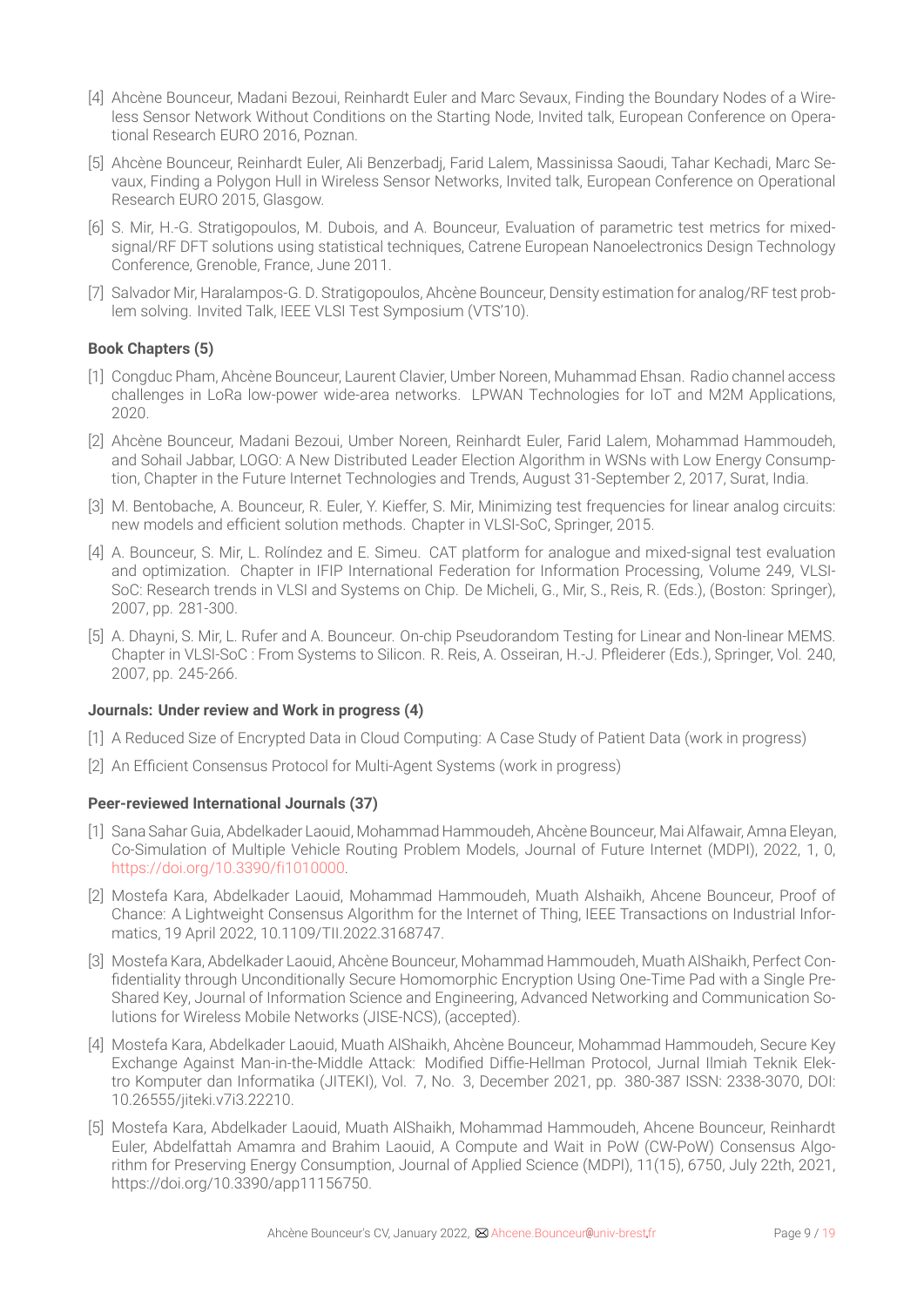[4] Ahcène Bounceur, Madani Bezoui, Reinhardt Euler and Marc Sevaux, Finding the Boundary Nodes of a Wireless Sensor Network Without Conditions on the Starting Node, Invited talk, European Conference on Operational Research EURO 2016, Poznan.

[5] Ahcène Bounceur, Reinhardt Euler, Ali Benzerbadj, Farid Lalem, Massinissa Saoudi, Tahar Kechadi, Marc Sevaux, Finding a Polygon Hull in Wireless Sensor Networks, Invited talk, European Conference on Operational Research EURO 2015, Glasgow.

[6] S. Mir, H.-G. Stratigopoulos, M. Dubois, and A. Bounceur, Evaluation of parametric test metrics for mixed-signal/RF DFT solutions using statistical techniques, Catrene European Nanoelectronics Design Technology Conference, Grenoble, France, June 2011.

[7] Salvador Mir, Haralampos-G. D. Stratigopoulos, Ahcène Bounceur, Density estimation for analog/RF test problem solving. Invited Talk, IEEE VLSI Test Symposium (VTS'10).

**Book Chapters (5)**

[1] Congduc Pham, Ahcène Bounceur, Laurent Clavier, Umber Noreen, Muhammad Ehsan. Radio channel access challenges in LoRa low-power wide-area networks. LPWAN Technologies for IoT and M2M Applications, 2020.

[2] Ahcène Bounceur, Madani Bezoui, Umber Noreen, Reinhardt Euler, Farid Lalem, Mohammad Hammoudeh, and Sohail Jabbar, LOGO: A New Distributed Leader Election Algorithm in WSNs with Low Energy Consumption, Chapter in the Future Internet Technologies and Trends, August 31-September 2, 2017, Surat, India.

[3] M. Bentobache, A. Bounceur, R. Euler, Y. Kieffer, S. Mir, Minimizing test frequencies for linear analog circuits: new models and efficient solution methods. Chapter in VLSI-SoC, Springer, 2015.

[4] A. Bounceur, S. Mir, L. Rolíndez and E. Simeu. CAT platform for analogue and mixed-signal test evaluation and optimization. Chapter in IFIP International Federation for Information Processing, Volume 249, VLSI-SoC: Research trends in VLSI and Systems on Chip. De Micheli, G., Mir, S., Reis, R. (Eds.), (Boston: Springer), 2007, pp. 281-300.

[5] A. Dhayni, S. Mir, L. Rufer and A. Bounceur. On-chip Pseudorandom Testing for Linear and Non-linear MEMS. Chapter in VLSI-SoC : From Systems to Silicon. R. Reis, A. Osseiran, H.-J. Pfleiderer (Eds.), Springer, Vol. 240, 2007, pp. 245-266.

**Journals: Under review and Work in progress (4)**

[1] A Reduced Size of Encrypted Data in Cloud Computing: A Case Study of Patient Data (work in progress)

[2] An Efficient Consensus Protocol for Multi-Agent Systems (work in progress)

**Peer-reviewed International Journals (37)**

[1] Sana Sahar Guia, Abdelkader Laouid, Mohammad Hammoudeh, Ahcène Bounceur, Mai Alfawair, Amna Eleyan, Co-Simulation of Multiple Vehicle Routing Problem Models, Journal of Future Internet (MDPI), 2022, 1, 0, https://doi.org/10.3390/fi1010000.

[2] Mostefa Kara, Abdelkader Laouid, Mohammad Hammoudeh, Muath Alshaikh, Ahcene Bounceur, Proof of Chance: A Lightweight Consensus Algorithm for the Internet of Thing, IEEE Transactions on Industrial Informatics, 19 April 2022, 10.1109/TII.2022.3168747.

[3] Mostefa Kara, Abdelkader Laouid, Ahcène Bounceur, Mohammad Hammoudeh, Muath AlShaikh, Perfect Confidentiality through Unconditionally Secure Homomorphic Encryption Using One-Time Pad with a Single Pre-Shared Key, Journal of Information Science and Engineering, Advanced Networking and Communication Solutions for Wireless Mobile Networks (JISE-NCS), (accepted).

[4] Mostefa Kara, Abdelkader Laouid, Muath AlShaikh, Ahcène Bounceur, Mohammad Hammoudeh, Secure Key Exchange Against Man-in-the-Middle Attack: Modified Diffie-Hellman Protocol, Jurnal Ilmiah Teknik Elektro Komputer dan Informatika (JITEKI), Vol. 7, No. 3, December 2021, pp. 380-387 ISSN: 2338-3070, DOI: 10.26555/jiteki.v7i3.22210.

[5] Mostefa Kara, Abdelkader Laouid, Muath AlShaikh, Mohammad Hammoudeh, Ahcene Bounceur, Reinhardt Euler, Abdelfattah Amamra and Brahim Laouid, A Compute and Wait in PoW (CW-PoW) Consensus Algorithm for Preserving Energy Consumption, Journal of Applied Science (MDPI), 11(15), 6750, July 22th, 2021, https://doi.org/10.3390/app11156750.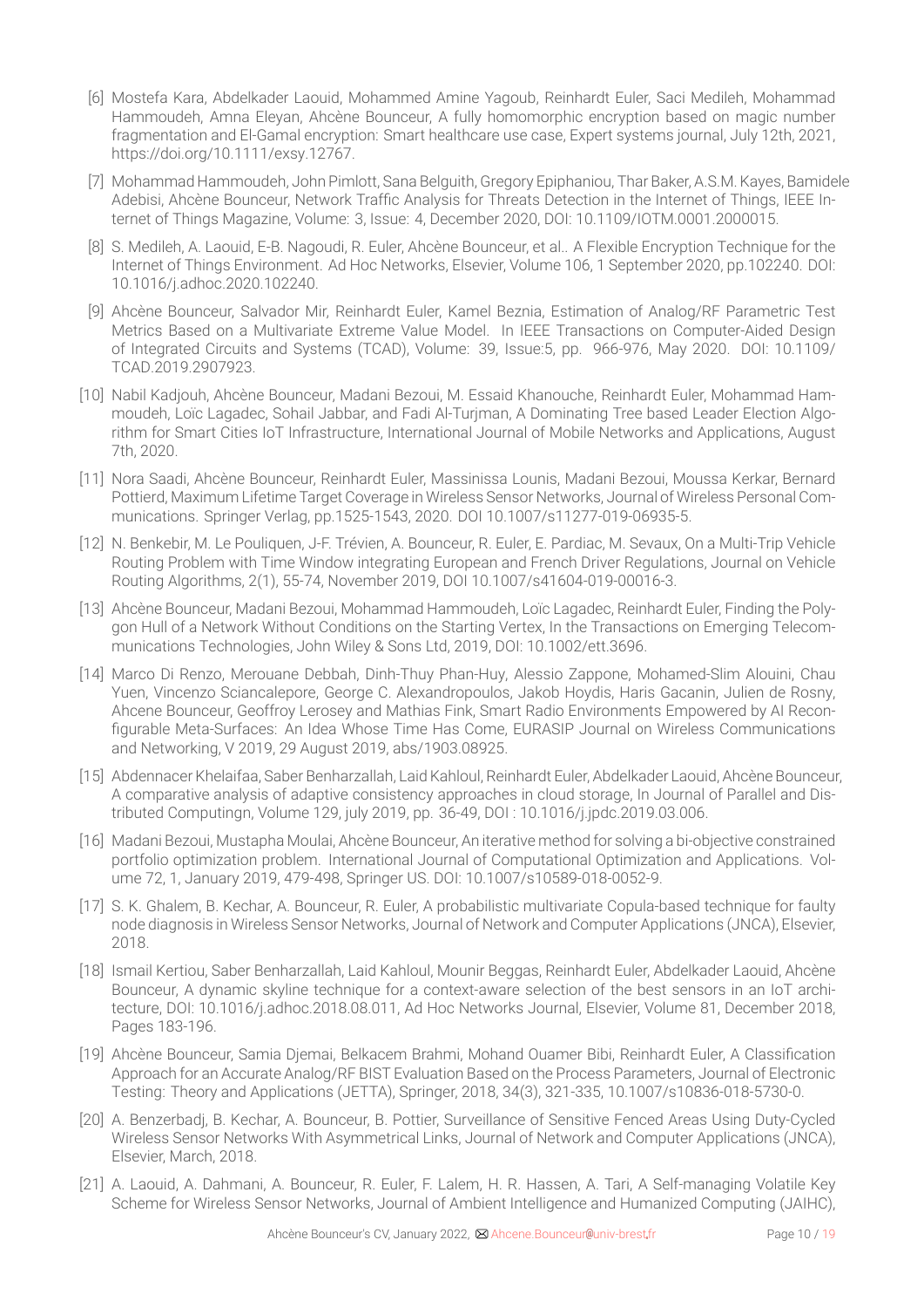[6] Mostefa Kara, Abdelkader Laouid, Mohammed Amine Yagoub, Reinhardt Euler, Saci Medileh, Mohammad Hammoudeh, Amna Eleyan, Ahcène Bounceur, A fully homomorphic encryption based on magic number fragmentation and El-Gamal encryption: Smart healthcare use case, Expert systems journal, July 12th, 2021, https://doi.org/10.1111/exsy.12767.

[7] Mohammad Hammoudeh, John Pimlott, Sana Belguith, Gregory Epiphaniou, Thar Baker, A.S.M. Kayes, Bamidele Adebisi, Ahcène Bounceur, Network Traffic Analysis for Threats Detection in the Internet of Things, IEEE Internet of Things Magazine, Volume: 3, Issue: 4, December 2020, DOI: 10.1109/IOTM.0001.2000015.

[8] S. Medileh, A. Laouid, E-B. Nagoudi, R. Euler, Ahcène Bounceur, et al.. A Flexible Encryption Technique for the Internet of Things Environment. Ad Hoc Networks, Elsevier, Volume 106, 1 September 2020, pp.102240. DOI: 10.1016/j.adhoc.2020.102240.

[9] Ahcène Bounceur, Salvador Mir, Reinhardt Euler, Kamel Beznia, Estimation of Analog/RF Parametric Test Metrics Based on a Multivariate Extreme Value Model. In IEEE Transactions on Computer-Aided Design of Integrated Circuits and Systems (TCAD), Volume: 39, Issue:5, pp. 966-976, May 2020. DOI: 10.1109/TCAD.2019.2907923.

[10] Nabil Kadjouh, Ahcène Bounceur, Madani Bezoui, M. Essaid Khanouche, Reinhardt Euler, Mohammad Hammoudeh, Loïc Lagadec, Sohail Jabbar, and Fadi Al-Turjman, A Dominating Tree based Leader Election Algorithm for Smart Cities IoT Infrastructure, International Journal of Mobile Networks and Applications, August 7th, 2020.

[11] Nora Saadi, Ahcène Bounceur, Reinhardt Euler, Massinissa Lounis, Madani Bezoui, Moussa Kerkar, Bernard Pottierd, Maximum Lifetime Target Coverage in Wireless Sensor Networks, Journal of Wireless Personal Communications. Springer Verlag, pp.1525-1543, 2020. DOI 10.1007/s11277-019-06935-5.

[12] N. Benkebir, M. Le Pouliquen, J-F. Trévien, A. Bounceur, R. Euler, E. Pardiac, M. Sevaux, On a Multi-Trip Vehicle Routing Problem with Time Window integrating European and French Driver Regulations, Journal on Vehicle Routing Algorithms, 2(1), 55-74, November 2019, DOI 10.1007/s41604-019-00016-3.

[13] Ahcène Bounceur, Madani Bezoui, Mohammad Hammoudeh, Loïc Lagadec, Reinhardt Euler, Finding the Polygon Hull of a Network Without Conditions on the Starting Vertex, In the Transactions on Emerging Telecommunications Technologies, John Wiley & Sons Ltd, 2019, DOI: 10.1002/ett.3696.

[14] Marco Di Renzo, Merouane Debbah, Dinh-Thuy Phan-Huy, Alessio Zappone, Mohamed-Slim Alouini, Chau Yuen, Vincenzo Sciancalepore, George C. Alexandropoulos, Jakob Hoydis, Haris Gacanin, Julien de Rosny, Ahcene Bounceur, Geoffroy Lerosey and Mathias Fink, Smart Radio Environments Empowered by AI Reconfigurable Meta-Surfaces: An Idea Whose Time Has Come, EURASIP Journal on Wireless Communications and Networking, V 2019, 29 August 2019, abs/1903.08925.

[15] Abdennacer Khelaifaa, Saber Benharzallah, Laid Kahloul, Reinhardt Euler, Abdelkader Laouid, Ahcène Bounceur, A comparative analysis of adaptive consistency approaches in cloud storage, In Journal of Parallel and Distributed Computingn, Volume 129, july 2019, pp. 36-49, DOI : 10.1016/j.jpdc.2019.03.006.

[16] Madani Bezoui, Mustapha Moulai, Ahcène Bounceur, An iterative method for solving a bi-objective constrained portfolio optimization problem. International Journal of Computational Optimization and Applications. Volume 72, 1, January 2019, 479-498, Springer US. DOI: 10.1007/s10589-018-0052-9.

[17] S. K. Ghalem, B. Kechar, A. Bounceur, R. Euler, A probabilistic multivariate Copula-based technique for faulty node diagnosis in Wireless Sensor Networks, Journal of Network and Computer Applications (JNCA), Elsevier, 2018.

[18] Ismail Kertiou, Saber Benharzallah, Laid Kahloul, Mounir Beggas, Reinhardt Euler, Abdelkader Laouid, Ahcène Bounceur, A dynamic skyline technique for a context-aware selection of the best sensors in an IoT architecture, DOI: 10.1016/j.adhoc.2018.08.011, Ad Hoc Networks Journal, Elsevier, Volume 81, December 2018, Pages 183-196.

[19] Ahcène Bounceur, Samia Djemai, Belkacem Brahmi, Mohand Ouamer Bibi, Reinhardt Euler, A Classification Approach for an Accurate Analog/RF BIST Evaluation Based on the Process Parameters, Journal of Electronic Testing: Theory and Applications (JETTA), Springer, 2018, 34(3), 321-335, 10.1007/s10836-018-5730-0.

[20] A. Benzerbadj, B. Kechar, A. Bounceur, B. Pottier, Surveillance of Sensitive Fenced Areas Using Duty-Cycled Wireless Sensor Networks With Asymmetrical Links, Journal of Network and Computer Applications (JNCA), Elsevier, March, 2018.

[21] A. Laouid, A. Dahmani, A. Bounceur, R. Euler, F. Lalem, H. R. Hassen, A. Tari, A Self-managing Volatile Key Scheme for Wireless Sensor Networks, Journal of Ambient Intelligence and Humanized Computing (JAIHC),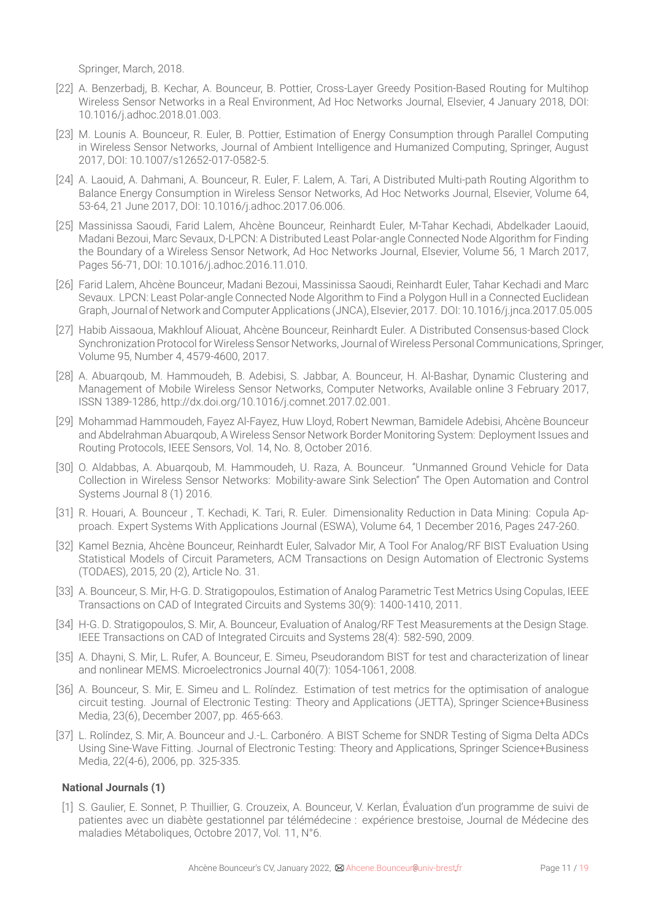Springer, March, 2018.

[22] A. Benzerbadj, B. Kechar, A. Bounceur, B. Pottier, Cross-Layer Greedy Position-Based Routing for Multihop Wireless Sensor Networks in a Real Environment, Ad Hoc Networks Journal, Elsevier, 4 January 2018, DOI: 10.1016/j.adhoc.2018.01.003.

[23] M. Lounis A. Bounceur, R. Euler, B. Pottier, Estimation of Energy Consumption through Parallel Computing in Wireless Sensor Networks, Journal of Ambient Intelligence and Humanized Computing, Springer, August 2017, DOI: 10.1007/s12652-017-0582-5.

[24] A. Laouid, A. Dahmani, A. Bounceur, R. Euler, F. Lalem, A. Tari, A Distributed Multi-path Routing Algorithm to Balance Energy Consumption in Wireless Sensor Networks, Ad Hoc Networks Journal, Elsevier, Volume 64, 53-64, 21 June 2017, DOI: 10.1016/j.adhoc.2017.06.006.

[25] Massinissa Saoudi, Farid Lalem, Ahcène Bounceur, Reinhardt Euler, M-Tahar Kechadi, Abdelkader Laouid, Madani Bezoui, Marc Sevaux, D-LPCN: A Distributed Least Polar-angle Connected Node Algorithm for Finding the Boundary of a Wireless Sensor Network, Ad Hoc Networks Journal, Elsevier, Volume 56, 1 March 2017, Pages 56-71, DOI: 10.1016/j.adhoc.2016.11.010.

[26] Farid Lalem, Ahcène Bounceur, Madani Bezoui, Massinissa Saoudi, Reinhardt Euler, Tahar Kechadi and Marc Sevaux. LPCN: Least Polar-angle Connected Node Algorithm to Find a Polygon Hull in a Connected Euclidean Graph, Journal of Network and Computer Applications (JNCA), Elsevier, 2017. DOI: 10.1016/j.jnca.2017.05.005

[27] Habib Aissaoua, Makhlouf Aliouat, Ahcène Bounceur, Reinhardt Euler. A Distributed Consensus-based Clock Synchronization Protocol for Wireless Sensor Networks, Journal of Wireless Personal Communications, Springer, Volume 95, Number 4, 4579-4600, 2017.

[28] A. Abuarqoub, M. Hammoudeh, B. Adebisi, S. Jabbar, A. Bounceur, H. Al-Bashar, Dynamic Clustering and Management of Mobile Wireless Sensor Networks, Computer Networks, Available online 3 February 2017, ISSN 1389-1286, http://dx.doi.org/10.1016/j.comnet.2017.02.001.

[29] Mohammad Hammoudeh, Fayez Al-Fayez, Huw Lloyd, Robert Newman, Bamidele Adebisi, Ahcène Bounceur and Abdelrahman Abuarqoub, A Wireless Sensor Network Border Monitoring System: Deployment Issues and Routing Protocols, IEEE Sensors, Vol. 14, No. 8, October 2016.

[30] O. Aldabbas, A. Abuarqoub, M. Hammoudeh, U. Raza, A. Bounceur. "Unmanned Ground Vehicle for Data Collection in Wireless Sensor Networks: Mobility-aware Sink Selection" The Open Automation and Control Systems Journal 8 (1) 2016.

[31] R. Houari, A. Bounceur , T. Kechadi, K. Tari, R. Euler. Dimensionality Reduction in Data Mining: Copula Approach. Expert Systems With Applications Journal (ESWA), Volume 64, 1 December 2016, Pages 247-260.

[32] Kamel Beznia, Ahcène Bounceur, Reinhardt Euler, Salvador Mir, A Tool For Analog/RF BIST Evaluation Using Statistical Models of Circuit Parameters, ACM Transactions on Design Automation of Electronic Systems (TODAES), 2015, 20 (2), Article No. 31.

[33] A. Bounceur, S. Mir, H-G. D. Stratigopoulos, Estimation of Analog Parametric Test Metrics Using Copulas, IEEE Transactions on CAD of Integrated Circuits and Systems 30(9): 1400-1410, 2011.

[34] H-G. D. Stratigopoulos, S. Mir, A. Bounceur, Evaluation of Analog/RF Test Measurements at the Design Stage. IEEE Transactions on CAD of Integrated Circuits and Systems 28(4): 582-590, 2009.

[35] A. Dhayni, S. Mir, L. Rufer, A. Bounceur, E. Simeu, Pseudorandom BIST for test and characterization of linear and nonlinear MEMS. Microelectronics Journal 40(7): 1054-1061, 2008.

[36] A. Bounceur, S. Mir, E. Simeu and L. Rolíndez. Estimation of test metrics for the optimisation of analogue circuit testing. Journal of Electronic Testing: Theory and Applications (JETTA), Springer Science+Business Media, 23(6), December 2007, pp. 465-663.

[37] L. Rolíndez, S. Mir, A. Bounceur and J.-L. Carbonéro. A BIST Scheme for SNDR Testing of Sigma Delta ADCs Using Sine-Wave Fitting. Journal of Electronic Testing: Theory and Applications, Springer Science+Business Media, 22(4-6), 2006, pp. 325-335.

**National Journals (1)**

[1] S. Gaulier, E. Sonnet, P. Thuillier, G. Crouzeix, A. Bounceur, V. Kerlan, Évaluation d'un programme de suivi de patientes avec un diabète gestationnel par télémédecine : expérience brestoise, Journal de Médecine des maladies Métaboliques, Octobre 2017, Vol. 11, N°6.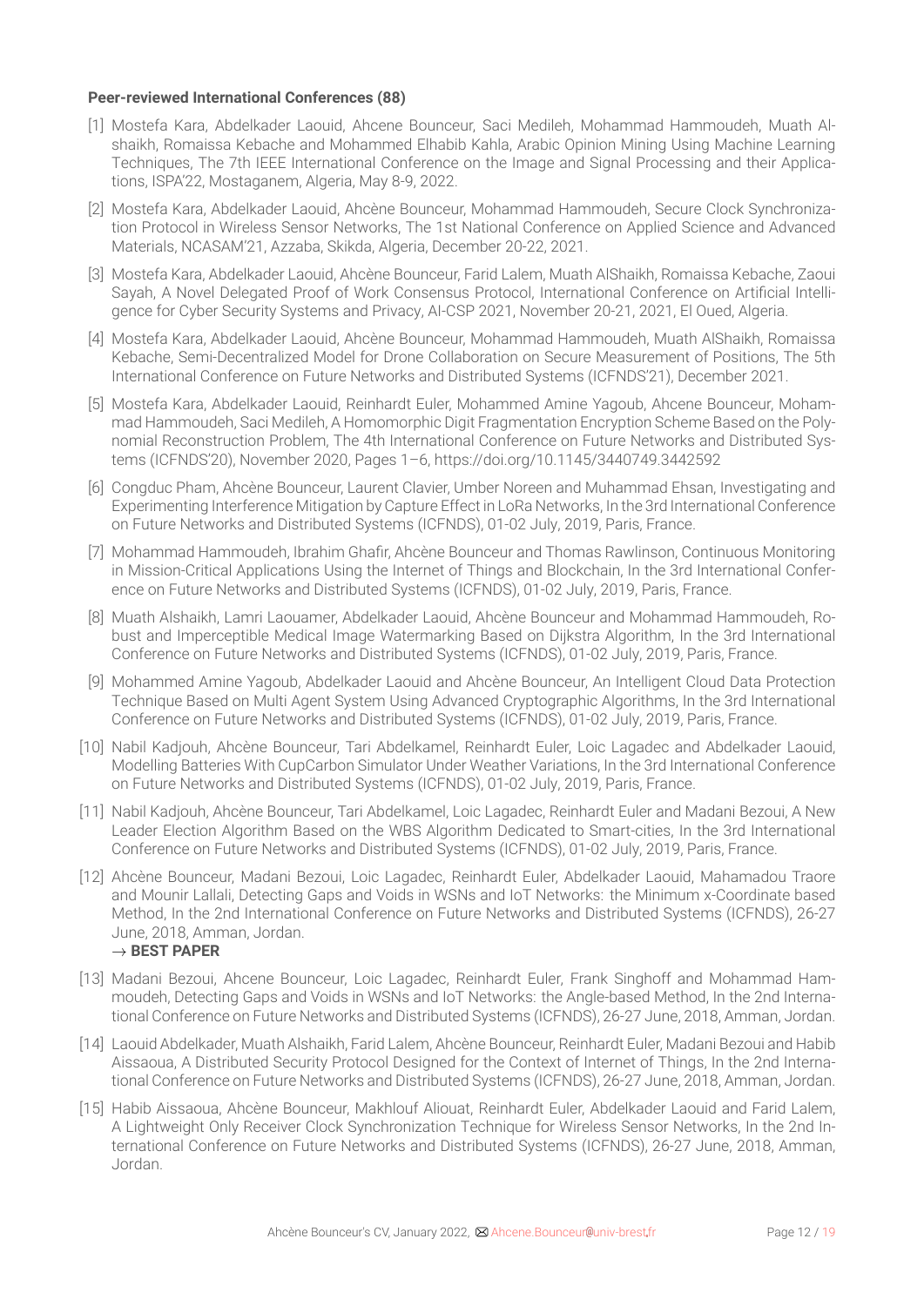**Peer-reviewed International Conferences (88)**

[1] Mostefa Kara, Abdelkader Laouid, Ahcene Bounceur, Saci Medileh, Mohammad Hammoudeh, Muath Alshaikh, Romaissa Kebache and Mohammed Elhabib Kahla, Arabic Opinion Mining Using Machine Learning Techniques, The 7th IEEE International Conference on the Image and Signal Processing and their Applications, ISPA'22, Mostaganem, Algeria, May 8-9, 2022.

[2] Mostefa Kara, Abdelkader Laouid, Ahcène Bounceur, Mohammad Hammoudeh, Secure Clock Synchronization Protocol in Wireless Sensor Networks, The 1st National Conference on Applied Science and Advanced Materials, NCASAM'21, Azzaba, Skikda, Algeria, December 20-22, 2021.

[3] Mostefa Kara, Abdelkader Laouid, Ahcène Bounceur, Farid Lalem, Muath AlShaikh, Romaissa Kebache, Zaoui Sayah, A Novel Delegated Proof of Work Consensus Protocol, International Conference on Artificial Intelligence for Cyber Security Systems and Privacy, AI-CSP 2021, November 20-21, 2021, El Oued, Algeria.

[4] Mostefa Kara, Abdelkader Laouid, Ahcène Bounceur, Mohammad Hammoudeh, Muath AlShaikh, Romaissa Kebache, Semi-Decentralized Model for Drone Collaboration on Secure Measurement of Positions, The 5th International Conference on Future Networks and Distributed Systems (ICFNDS'21), December 2021.

[5] Mostefa Kara, Abdelkader Laouid, Reinhardt Euler, Mohammed Amine Yagoub, Ahcene Bounceur, Mohammad Hammoudeh, Saci Medileh, A Homomorphic Digit Fragmentation Encryption Scheme Based on the Polynomial Reconstruction Problem, The 4th International Conference on Future Networks and Distributed Systems (ICFNDS'20), November 2020, Pages 1–6, https://doi.org/10.1145/3440749.3442592

[6] Congduc Pham, Ahcène Bounceur, Laurent Clavier, Umber Noreen and Muhammad Ehsan, Investigating and Experimenting Interference Mitigation by Capture Effect in LoRa Networks, In the 3rd International Conference on Future Networks and Distributed Systems (ICFNDS), 01-02 July, 2019, Paris, France.

[7] Mohammad Hammoudeh, Ibrahim Ghafir, Ahcène Bounceur and Thomas Rawlinson, Continuous Monitoring in Mission-Critical Applications Using the Internet of Things and Blockchain, In the 3rd International Conference on Future Networks and Distributed Systems (ICFNDS), 01-02 July, 2019, Paris, France.

[8] Muath Alshaikh, Lamri Laouamer, Abdelkader Laouid, Ahcène Bounceur and Mohammad Hammoudeh, Robust and Imperceptible Medical Image Watermarking Based on Dijkstra Algorithm, In the 3rd International Conference on Future Networks and Distributed Systems (ICFNDS), 01-02 July, 2019, Paris, France.

[9] Mohammed Amine Yagoub, Abdelkader Laouid and Ahcène Bounceur, An Intelligent Cloud Data Protection Technique Based on Multi Agent System Using Advanced Cryptographic Algorithms, In the 3rd International Conference on Future Networks and Distributed Systems (ICFNDS), 01-02 July, 2019, Paris, France.

[10] Nabil Kadjouh, Ahcène Bounceur, Tari Abdelkamel, Reinhardt Euler, Loic Lagadec and Abdelkader Laouid, Modelling Batteries With CupCarbon Simulator Under Weather Variations, In the 3rd International Conference on Future Networks and Distributed Systems (ICFNDS), 01-02 July, 2019, Paris, France.

[11] Nabil Kadjouh, Ahcène Bounceur, Tari Abdelkamel, Loic Lagadec, Reinhardt Euler and Madani Bezoui, A New Leader Election Algorithm Based on the WBS Algorithm Dedicated to Smart-cities, In the 3rd International Conference on Future Networks and Distributed Systems (ICFNDS), 01-02 July, 2019, Paris, France.

[12] Ahcène Bounceur, Madani Bezoui, Loic Lagadec, Reinhardt Euler, Abdelkader Laouid, Mahamadou Traore and Mounir Lallali, Detecting Gaps and Voids in WSNs and IoT Networks: the Minimum x-Coordinate based Method, In the 2nd International Conference on Future Networks and Distributed Systems (ICFNDS), 26-27 June, 2018, Amman, Jordan.
→ **BEST PAPER**

[13] Madani Bezoui, Ahcene Bounceur, Loic Lagadec, Reinhardt Euler, Frank Singhoff and Mohammad Hammoudeh, Detecting Gaps and Voids in WSNs and IoT Networks: the Angle-based Method, In the 2nd International Conference on Future Networks and Distributed Systems (ICFNDS), 26-27 June, 2018, Amman, Jordan.

[14] Laouid Abdelkader, Muath Alshaikh, Farid Lalem, Ahcène Bounceur, Reinhardt Euler, Madani Bezoui and Habib Aissaoua, A Distributed Security Protocol Designed for the Context of Internet of Things, In the 2nd International Conference on Future Networks and Distributed Systems (ICFNDS), 26-27 June, 2018, Amman, Jordan.

[15] Habib Aissaoua, Ahcène Bounceur, Makhlouf Aliouat, Reinhardt Euler, Abdelkader Laouid and Farid Lalem, A Lightweight Only Receiver Clock Synchronization Technique for Wireless Sensor Networks, In the 2nd International Conference on Future Networks and Distributed Systems (ICFNDS), 26-27 June, 2018, Amman, Jordan.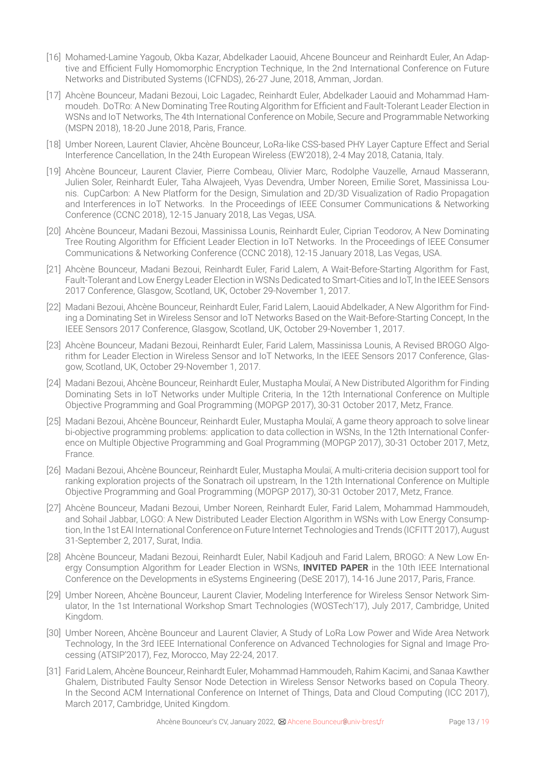[16] Mohamed-Lamine Yagoub, Okba Kazar, Abdelkader Laouid, Ahcene Bounceur and Reinhardt Euler, An Adaptive and Efficient Fully Homomorphic Encryption Technique, In the 2nd International Conference on Future Networks and Distributed Systems (ICFNDS), 26-27 June, 2018, Amman, Jordan.

[17] Ahcène Bounceur, Madani Bezoui, Loic Lagadec, Reinhardt Euler, Abdelkader Laouid and Mohammad Hammoudeh. DoTRo: A New Dominating Tree Routing Algorithm for Efficient and Fault-Tolerant Leader Election in WSNs and IoT Networks, The 4th International Conference on Mobile, Secure and Programmable Networking (MSPN 2018), 18-20 June 2018, Paris, France.

[18] Umber Noreen, Laurent Clavier, Ahcène Bounceur, LoRa-like CSS-based PHY Layer Capture Effect and Serial Interference Cancellation, In the 24th European Wireless (EW'2018), 2-4 May 2018, Catania, Italy.

[19] Ahcène Bounceur, Laurent Clavier, Pierre Combeau, Olivier Marc, Rodolphe Vauzelle, Arnaud Masserann, Julien Soler, Reinhardt Euler, Taha Alwajeeh, Vyas Devendra, Umber Noreen, Emilie Soret, Massinissa Lounis. CupCarbon: A New Platform for the Design, Simulation and 2D/3D Visualization of Radio Propagation and Interferences in IoT Networks. In the Proceedings of IEEE Consumer Communications & Networking Conference (CCNC 2018), 12-15 January 2018, Las Vegas, USA.

[20] Ahcène Bounceur, Madani Bezoui, Massinissa Lounis, Reinhardt Euler, Ciprian Teodorov, A New Dominating Tree Routing Algorithm for Efficient Leader Election in IoT Networks. In the Proceedings of IEEE Consumer Communications & Networking Conference (CCNC 2018), 12-15 January 2018, Las Vegas, USA.

[21] Ahcène Bounceur, Madani Bezoui, Reinhardt Euler, Farid Lalem, A Wait-Before-Starting Algorithm for Fast, Fault-Tolerant and Low Energy Leader Election in WSNs Dedicated to Smart-Cities and IoT, In the IEEE Sensors 2017 Conference, Glasgow, Scotland, UK, October 29-November 1, 2017.

[22] Madani Bezoui, Ahcène Bounceur, Reinhardt Euler, Farid Lalem, Laouid Abdelkader, A New Algorithm for Finding a Dominating Set in Wireless Sensor and IoT Networks Based on the Wait-Before-Starting Concept, In the IEEE Sensors 2017 Conference, Glasgow, Scotland, UK, October 29-November 1, 2017.

[23] Ahcène Bounceur, Madani Bezoui, Reinhardt Euler, Farid Lalem, Massinissa Lounis, A Revised BROGO Algorithm for Leader Election in Wireless Sensor and IoT Networks, In the IEEE Sensors 2017 Conference, Glasgow, Scotland, UK, October 29-November 1, 2017.

[24] Madani Bezoui, Ahcène Bounceur, Reinhardt Euler, Mustapha Moulaï, A New Distributed Algorithm for Finding Dominating Sets in IoT Networks under Multiple Criteria, In the 12th International Conference on Multiple Objective Programming and Goal Programming (MOPGP 2017), 30-31 October 2017, Metz, France.

[25] Madani Bezoui, Ahcène Bounceur, Reinhardt Euler, Mustapha Moulaï, A game theory approach to solve linear bi-objective programming problems: application to data collection in WSNs, In the 12th International Conference on Multiple Objective Programming and Goal Programming (MOPGP 2017), 30-31 October 2017, Metz, France.

[26] Madani Bezoui, Ahcène Bounceur, Reinhardt Euler, Mustapha Moulaï, A multi-criteria decision support tool for ranking exploration projects of the Sonatrach oil upstream, In the 12th International Conference on Multiple Objective Programming and Goal Programming (MOPGP 2017), 30-31 October 2017, Metz, France.

[27] Ahcène Bounceur, Madani Bezoui, Umber Noreen, Reinhardt Euler, Farid Lalem, Mohammad Hammoudeh, and Sohail Jabbar, LOGO: A New Distributed Leader Election Algorithm in WSNs with Low Energy Consumption, In the 1st EAI International Conference on Future Internet Technologies and Trends (ICFITT 2017), August 31-September 2, 2017, Surat, India.

[28] Ahcène Bounceur, Madani Bezoui, Reinhardt Euler, Nabil Kadjouh and Farid Lalem, BROGO: A New Low Energy Consumption Algorithm for Leader Election in WSNs, **INVITED PAPER** in the 10th IEEE International Conference on the Developments in eSystems Engineering (DeSE 2017), 14-16 June 2017, Paris, France.

[29] Umber Noreen, Ahcène Bounceur, Laurent Clavier, Modeling Interference for Wireless Sensor Network Simulator, In the 1st International Workshop Smart Technologies (WOSTech'17), July 2017, Cambridge, United Kingdom.

[30] Umber Noreen, Ahcène Bounceur and Laurent Clavier, A Study of LoRa Low Power and Wide Area Network Technology, In the 3rd IEEE International Conference on Advanced Technologies for Signal and Image Processing (ATSIP'2017), Fez, Morocco, May 22-24, 2017.

[31] Farid Lalem, Ahcène Bounceur, Reinhardt Euler, Mohammad Hammoudeh, Rahim Kacimi, and Sanaa Kawther Ghalem, Distributed Faulty Sensor Node Detection in Wireless Sensor Networks based on Copula Theory. In the Second ACM International Conference on Internet of Things, Data and Cloud Computing (ICC 2017), March 2017, Cambridge, United Kingdom.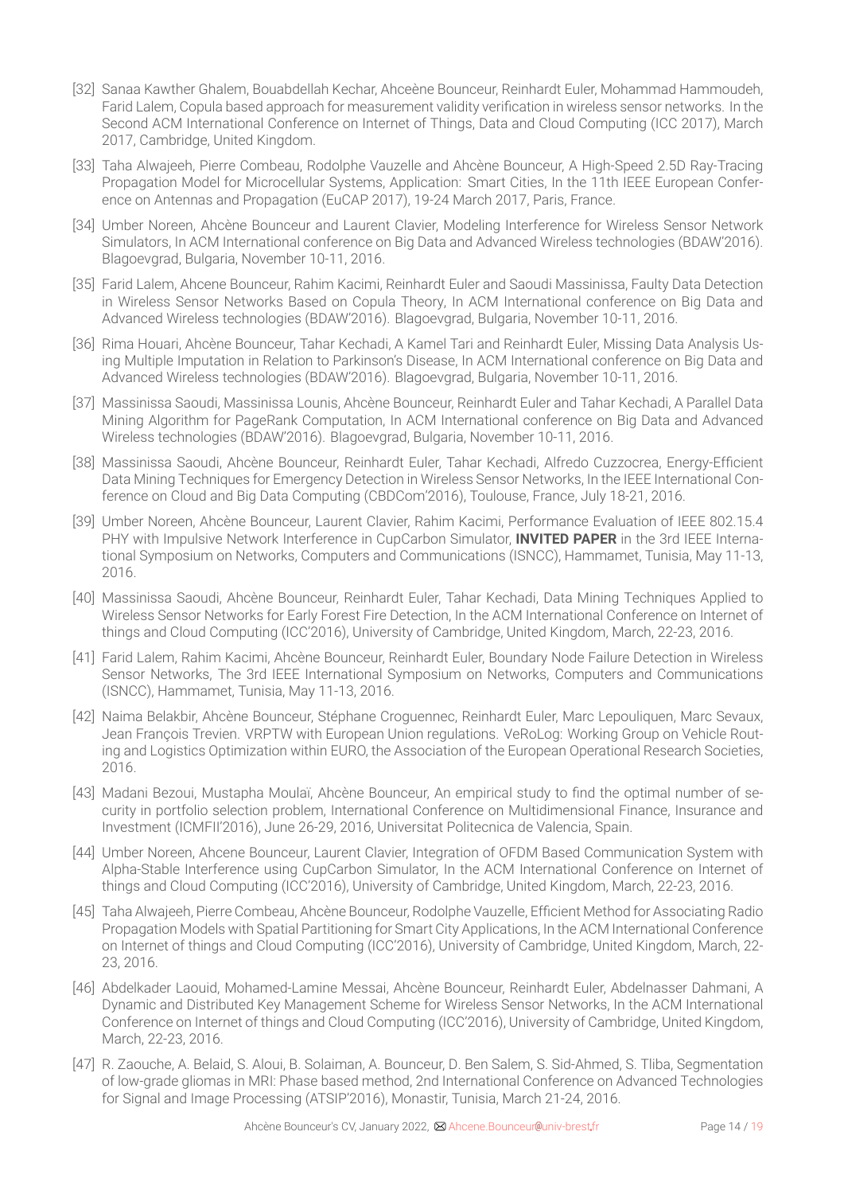[32] Sanaa Kawther Ghalem, Bouabdellah Kechar, Ahceène Bounceur, Reinhardt Euler, Mohammad Hammoudeh, Farid Lalem, Copula based approach for measurement validity verification in wireless sensor networks. In the Second ACM International Conference on Internet of Things, Data and Cloud Computing (ICC 2017), March 2017, Cambridge, United Kingdom.

[33] Taha Alwajeeh, Pierre Combeau, Rodolphe Vauzelle and Ahcène Bounceur, A High-Speed 2.5D Ray-Tracing Propagation Model for Microcellular Systems, Application: Smart Cities, In the 11th IEEE European Conference on Antennas and Propagation (EuCAP 2017), 19-24 March 2017, Paris, France.

[34] Umber Noreen, Ahcène Bounceur and Laurent Clavier, Modeling Interference for Wireless Sensor Network Simulators, In ACM International conference on Big Data and Advanced Wireless technologies (BDAW'2016). Blagoevgrad, Bulgaria, November 10-11, 2016.

[35] Farid Lalem, Ahcene Bounceur, Rahim Kacimi, Reinhardt Euler and Saoudi Massinissa, Faulty Data Detection in Wireless Sensor Networks Based on Copula Theory, In ACM International conference on Big Data and Advanced Wireless technologies (BDAW'2016). Blagoevgrad, Bulgaria, November 10-11, 2016.

[36] Rima Houari, Ahcène Bounceur, Tahar Kechadi, A Kamel Tari and Reinhardt Euler, Missing Data Analysis Using Multiple Imputation in Relation to Parkinson's Disease, In ACM International conference on Big Data and Advanced Wireless technologies (BDAW'2016). Blagoevgrad, Bulgaria, November 10-11, 2016.

[37] Massinissa Saoudi, Massinissa Lounis, Ahcène Bounceur, Reinhardt Euler and Tahar Kechadi, A Parallel Data Mining Algorithm for PageRank Computation, In ACM International conference on Big Data and Advanced Wireless technologies (BDAW'2016). Blagoevgrad, Bulgaria, November 10-11, 2016.

[38] Massinissa Saoudi, Ahcène Bounceur, Reinhardt Euler, Tahar Kechadi, Alfredo Cuzzocrea, Energy-Efficient Data Mining Techniques for Emergency Detection in Wireless Sensor Networks, In the IEEE International Conference on Cloud and Big Data Computing (CBDCom'2016), Toulouse, France, July 18-21, 2016.

[39] Umber Noreen, Ahcène Bounceur, Laurent Clavier, Rahim Kacimi, Performance Evaluation of IEEE 802.15.4 PHY with Impulsive Network Interference in CupCarbon Simulator, **INVITED PAPER** in the 3rd IEEE International Symposium on Networks, Computers and Communications (ISNCC), Hammamet, Tunisia, May 11-13, 2016.

[40] Massinissa Saoudi, Ahcène Bounceur, Reinhardt Euler, Tahar Kechadi, Data Mining Techniques Applied to Wireless Sensor Networks for Early Forest Fire Detection, In the ACM International Conference on Internet of things and Cloud Computing (ICC'2016), University of Cambridge, United Kingdom, March, 22-23, 2016.

[41] Farid Lalem, Rahim Kacimi, Ahcène Bounceur, Reinhardt Euler, Boundary Node Failure Detection in Wireless Sensor Networks, The 3rd IEEE International Symposium on Networks, Computers and Communications (ISNCC), Hammamet, Tunisia, May 11-13, 2016.

[42] Naima Belakbir, Ahcène Bounceur, Stéphane Croguennec, Reinhardt Euler, Marc Lepouliquen, Marc Sevaux, Jean François Trevien. VRPTW with European Union regulations. VeRoLog: Working Group on Vehicle Routing and Logistics Optimization within EURO, the Association of the European Operational Research Societies, 2016.

[43] Madani Bezoui, Mustapha Moulaï, Ahcène Bounceur, An empirical study to find the optimal number of security in portfolio selection problem, International Conference on Multidimensional Finance, Insurance and Investment (ICMFII'2016), June 26-29, 2016, Universitat Politecnica de Valencia, Spain.

[44] Umber Noreen, Ahcene Bounceur, Laurent Clavier, Integration of OFDM Based Communication System with Alpha-Stable Interference using CupCarbon Simulator, In the ACM International Conference on Internet of things and Cloud Computing (ICC'2016), University of Cambridge, United Kingdom, March, 22-23, 2016.

[45] Taha Alwajeeh, Pierre Combeau, Ahcène Bounceur, Rodolphe Vauzelle, Efficient Method for Associating Radio Propagation Models with Spatial Partitioning for Smart City Applications, In the ACM International Conference on Internet of things and Cloud Computing (ICC'2016), University of Cambridge, United Kingdom, March, 22-23, 2016.

[46] Abdelkader Laouid, Mohamed-Lamine Messai, Ahcène Bounceur, Reinhardt Euler, Abdelnasser Dahmani, A Dynamic and Distributed Key Management Scheme for Wireless Sensor Networks, In the ACM International Conference on Internet of things and Cloud Computing (ICC'2016), University of Cambridge, United Kingdom, March, 22-23, 2016.

[47] R. Zaouche, A. Belaid, S. Aloui, B. Solaiman, A. Bounceur, D. Ben Salem, S. Sid-Ahmed, S. Tliba, Segmentation of low-grade gliomas in MRI: Phase based method, 2nd International Conference on Advanced Technologies for Signal and Image Processing (ATSIP'2016), Monastir, Tunisia, March 21-24, 2016.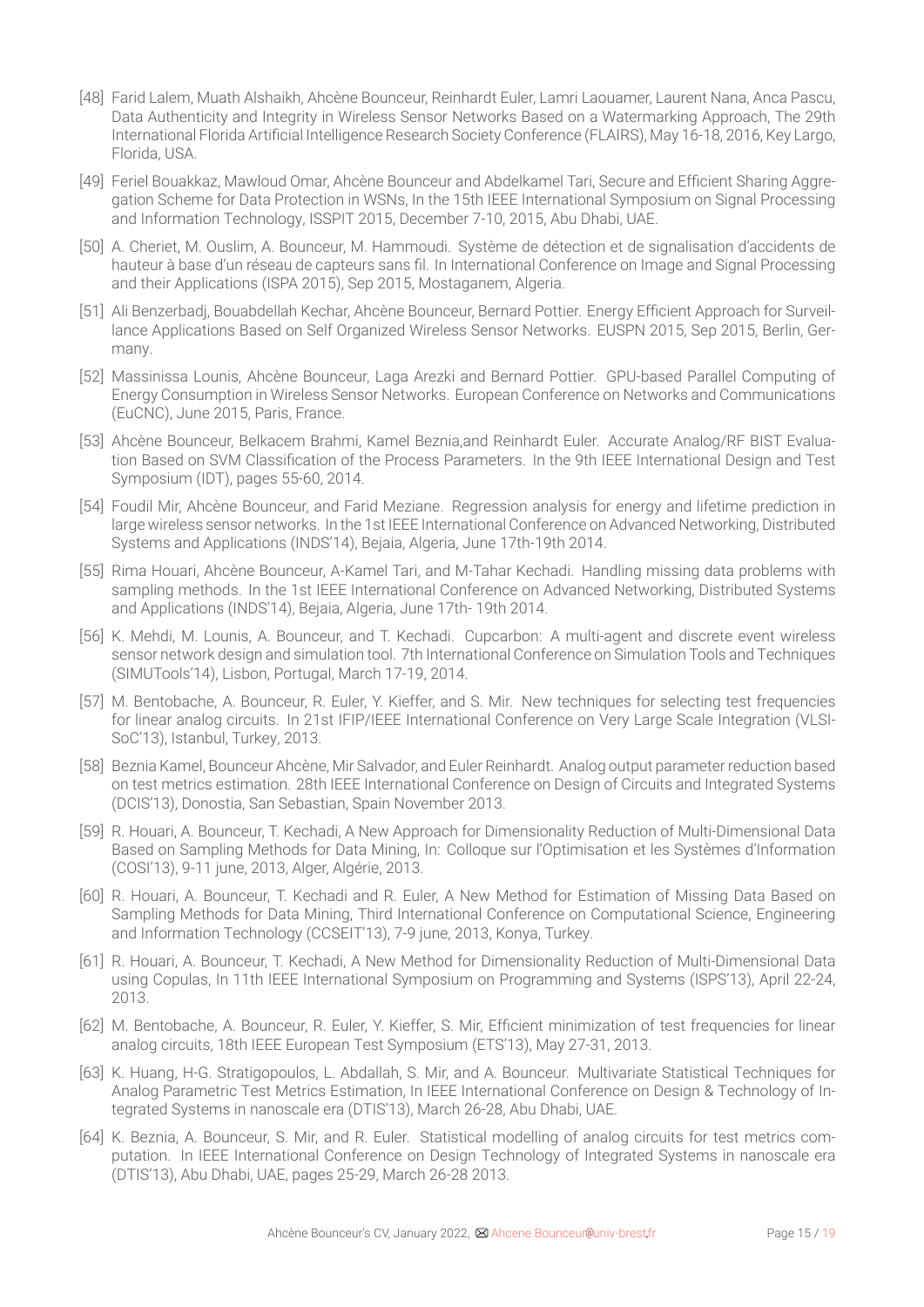- [48] Farid Lalem, Muath Alshaikh, Ahcène Bounceur, Reinhardt Euler, Lamri Laouamer, Laurent Nana, Anca Pascu, Data Authenticity and Integrity in Wireless Sensor Networks Based on a Watermarking Approach, The 29th International Florida Artificial Intelligence Research Society Conference (FLAIRS), May 16-18, 2016, Key Largo, Florida, USA.
- [49] Feriel Bouakkaz, Mawloud Omar, Ahcène Bounceur and Abdelkamel Tari, Secure and Efficient Sharing Aggregation Scheme for Data Protection in WSNs, In the 15th IEEE International Symposium on Signal Processing and Information Technology, ISSPIT 2015, December 7-10, 2015, Abu Dhabi, UAE.
- [50] A. Cheriet, M. Ouslim, A. Bounceur, M. Hammoudi. Système de détection et de signalisation d'accidents de hauteur à base d'un réseau de capteurs sans fil. In International Conference on Image and Signal Processing and their Applications (ISPA 2015), Sep 2015, Mostaganem, Algeria.
- [51] Ali Benzerbadj, Bouabdellah Kechar, Ahcène Bounceur, Bernard Pottier. Energy Efficient Approach for Surveillance Applications Based on Self Organized Wireless Sensor Networks. EUSPN 2015, Sep 2015, Berlin, Germany.
- [52] Massinissa Lounis, Ahcène Bounceur, Laga Arezki and Bernard Pottier. GPU-based Parallel Computing of Energy Consumption in Wireless Sensor Networks. European Conference on Networks and Communications (EuCNC), June 2015, Paris, France.
- [53] Ahcène Bounceur, Belkacem Brahmi, Kamel Beznia,and Reinhardt Euler. Accurate Analog/RF BIST Evaluation Based on SVM Classification of the Process Parameters. In the 9th IEEE International Design and Test Symposium (IDT), pages 55-60, 2014.
- [54] Foudil Mir, Ahcène Bounceur, and Farid Meziane. Regression analysis for energy and lifetime prediction in large wireless sensor networks. In the 1st IEEE International Conference on Advanced Networking, Distributed Systems and Applications (INDS'14), Bejaia, Algeria, June 17th-19th 2014.
- [55] Rima Houari, Ahcène Bounceur, A-Kamel Tari, and M-Tahar Kechadi. Handling missing data problems with sampling methods. In the 1st IEEE International Conference on Advanced Networking, Distributed Systems and Applications (INDS'14), Bejaia, Algeria, June 17th- 19th 2014.
- [56] K. Mehdi, M. Lounis, A. Bounceur, and T. Kechadi. Cupcarbon: A multi-agent and discrete event wireless sensor network design and simulation tool. 7th International Conference on Simulation Tools and Techniques (SIMUTools'14), Lisbon, Portugal, March 17-19, 2014.
- [57] M. Bentobache, A. Bounceur, R. Euler, Y. Kieffer, and S. Mir. New techniques for selecting test frequencies for linear analog circuits. In 21st IFIP/IEEE International Conference on Very Large Scale Integration (VLSI-SoC'13), Istanbul, Turkey, 2013.
- [58] Beznia Kamel, Bounceur Ahcène, Mir Salvador, and Euler Reinhardt. Analog output parameter reduction based on test metrics estimation. 28th IEEE International Conference on Design of Circuits and Integrated Systems (DCIS'13), Donostia, San Sebastian, Spain November 2013.
- [59] R. Houari, A. Bounceur, T. Kechadi, A New Approach for Dimensionality Reduction of Multi-Dimensional Data Based on Sampling Methods for Data Mining, In: Colloque sur l'Optimisation et les Systèmes d'Information (COSI'13), 9-11 june, 2013, Alger, Algérie, 2013.
- [60] R. Houari, A. Bounceur, T. Kechadi and R. Euler, A New Method for Estimation of Missing Data Based on Sampling Methods for Data Mining, Third International Conference on Computational Science, Engineering and Information Technology (CCSEIT'13), 7-9 june, 2013, Konya, Turkey.
- [61] R. Houari, A. Bounceur, T. Kechadi, A New Method for Dimensionality Reduction of Multi-Dimensional Data using Copulas, In 11th IEEE International Symposium on Programming and Systems (ISPS'13), April 22-24, 2013.
- [62] M. Bentobache, A. Bounceur, R. Euler, Y. Kieffer, S. Mir, Efficient minimization of test frequencies for linear analog circuits, 18th IEEE European Test Symposium (ETS'13), May 27-31, 2013.
- [63] K. Huang, H-G. Stratigopoulos, L. Abdallah, S. Mir, and A. Bounceur. Multivariate Statistical Techniques for Analog Parametric Test Metrics Estimation, In IEEE International Conference on Design & Technology of Integrated Systems in nanoscale era (DTIS'13), March 26-28, Abu Dhabi, UAE.
- [64] K. Beznia, A. Bounceur, S. Mir, and R. Euler. Statistical modelling of analog circuits for test metrics computation. In IEEE International Conference on Design Technology of Integrated Systems in nanoscale era (DTIS'13), Abu Dhabi, UAE, pages 25-29, March 26-28 2013.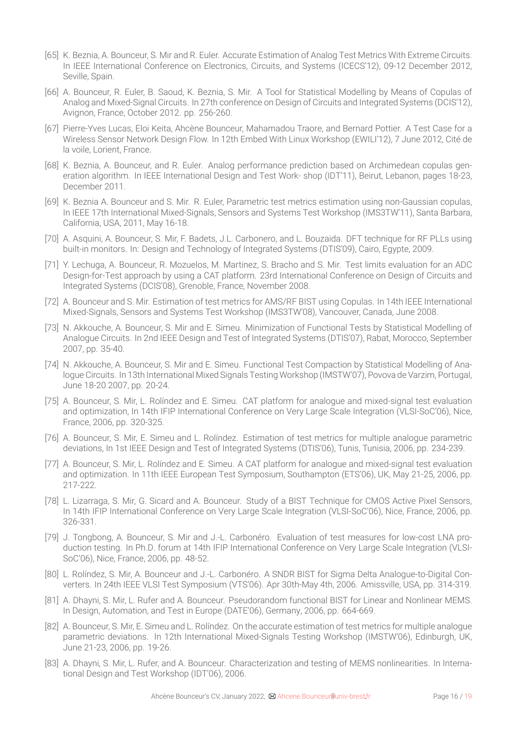[65] K. Beznia, A. Bounceur, S. Mir and R. Euler. Accurate Estimation of Analog Test Metrics With Extreme Circuits. In IEEE International Conference on Electronics, Circuits, and Systems (ICECS'12), 09-12 December 2012, Seville, Spain.

[66] A. Bounceur, R. Euler, B. Saoud, K. Beznia, S. Mir. A Tool for Statistical Modelling by Means of Copulas of Analog and Mixed-Signal Circuits. In 27th conference on Design of Circuits and Integrated Systems (DCIS'12), Avignon, France, October 2012. pp. 256-260.

[67] Pierre-Yves Lucas, Eloi Keita, Ahcène Bounceur, Mahamadou Traore, and Bernard Pottier. A Test Case for a Wireless Sensor Network Design Flow. In 12th Embed With Linux Workshop (EWILI'12), 7 June 2012, Cité de la voile, Lorient, France.

[68] K. Beznia, A. Bounceur, and R. Euler. Analog performance prediction based on Archimedean copulas generation algorithm. In IEEE International Design and Test Work- shop (IDT'11), Beirut, Lebanon, pages 18-23, December 2011.

[69] K. Beznia A. Bounceur and S. Mir. R. Euler, Parametric test metrics estimation using non-Gaussian copulas, In IEEE 17th International Mixed-Signals, Sensors and Systems Test Workshop (IMS3TW'11), Santa Barbara, California, USA, 2011, May 16-18.

[70] A. Asquini, A. Bounceur, S. Mir, F. Badets, J.L. Carbonero, and L. Bouzaida. DFT technique for RF PLLs using built-in monitors. In: Design and Technology of Integrated Systems (DTIS'09), Cairo, Egypte, 2009.

[71] Y. Lechuga, A. Bounceur, R. Mozuelos, M. Martinez, S. Bracho and S. Mir. Test limits evaluation for an ADC Design-for-Test approach by using a CAT platform. 23rd International Conference on Design of Circuits and Integrated Systems (DCIS'08), Grenoble, France, November 2008.

[72] A. Bounceur and S. Mir. Estimation of test metrics for AMS/RF BIST using Copulas. In 14th IEEE International Mixed-Signals, Sensors and Systems Test Workshop (IMS3TW'08), Vancouver, Canada, June 2008.

[73] N. Akkouche, A. Bounceur, S. Mir and E. Simeu. Minimization of Functional Tests by Statistical Modelling of Analogue Circuits. In 2nd IEEE Design and Test of Integrated Systems (DTIS'07), Rabat, Morocco, September 2007, pp. 35-40.

[74] N. Akkouche, A. Bounceur, S. Mir and E. Simeu. Functional Test Compaction by Statistical Modelling of Analogue Circuits. In 13th International Mixed Signals Testing Workshop (IMSTW'07), Povova de Varzim, Portugal, June 18-20 2007, pp. 20-24.

[75] A. Bounceur, S. Mir, L. Rolíndez and E. Simeu. CAT platform for analogue and mixed-signal test evaluation and optimization, In 14th IFIP International Conference on Very Large Scale Integration (VLSI-SoC'06), Nice, France, 2006, pp. 320-325.

[76] A. Bounceur, S. Mir, E. Simeu and L. Rolíndez. Estimation of test metrics for multiple analogue parametric deviations, In 1st IEEE Design and Test of Integrated Systems (DTIS'06), Tunis, Tunisia, 2006, pp. 234-239.

[77] A. Bounceur, S. Mir, L. Rolíndez and E. Simeu. A CAT platform for analogue and mixed-signal test evaluation and optimization. In 11th IEEE European Test Symposium, Southampton (ETS'06), UK, May 21-25, 2006, pp. 217-222.

[78] L. Lizarraga, S. Mir, G. Sicard and A. Bounceur. Study of a BIST Technique for CMOS Active Pixel Sensors, In 14th IFIP International Conference on Very Large Scale Integration (VLSI-SoC'06), Nice, France, 2006, pp. 326-331.

[79] J. Tongbong, A. Bounceur, S. Mir and J.-L. Carbonéro. Evaluation of test measures for low-cost LNA production testing. In Ph.D. forum at 14th IFIP International Conference on Very Large Scale Integration (VLSI-SoC'06), Nice, France, 2006, pp. 48-52.

[80] L. Rolíndez, S. Mir, A. Bounceur and J.-L. Carbonéro. A SNDR BIST for Sigma Delta Analogue-to-Digital Converters. In 24th IEEE VLSI Test Symposium (VTS'06). Apr 30th-May 4th, 2006. Amissville, USA, pp. 314-319.

[81] A. Dhayni, S. Mir, L. Rufer and A. Bounceur. Pseudorandom functional BIST for Linear and Nonlinear MEMS. In Design, Automation, and Test in Europe (DATE'06), Germany, 2006, pp. 664-669.

[82] A. Bounceur, S. Mir, E. Simeu and L. Rolíndez. On the accurate estimation of test metrics for multiple analogue parametric deviations. In 12th International Mixed-Signals Testing Workshop (IMSTW'06), Edinburgh, UK, June 21-23, 2006, pp. 19-26.

[83] A. Dhayni, S. Mir, L. Rufer, and A. Bounceur. Characterization and testing of MEMS nonlinearities. In International Design and Test Workshop (IDT'06), 2006.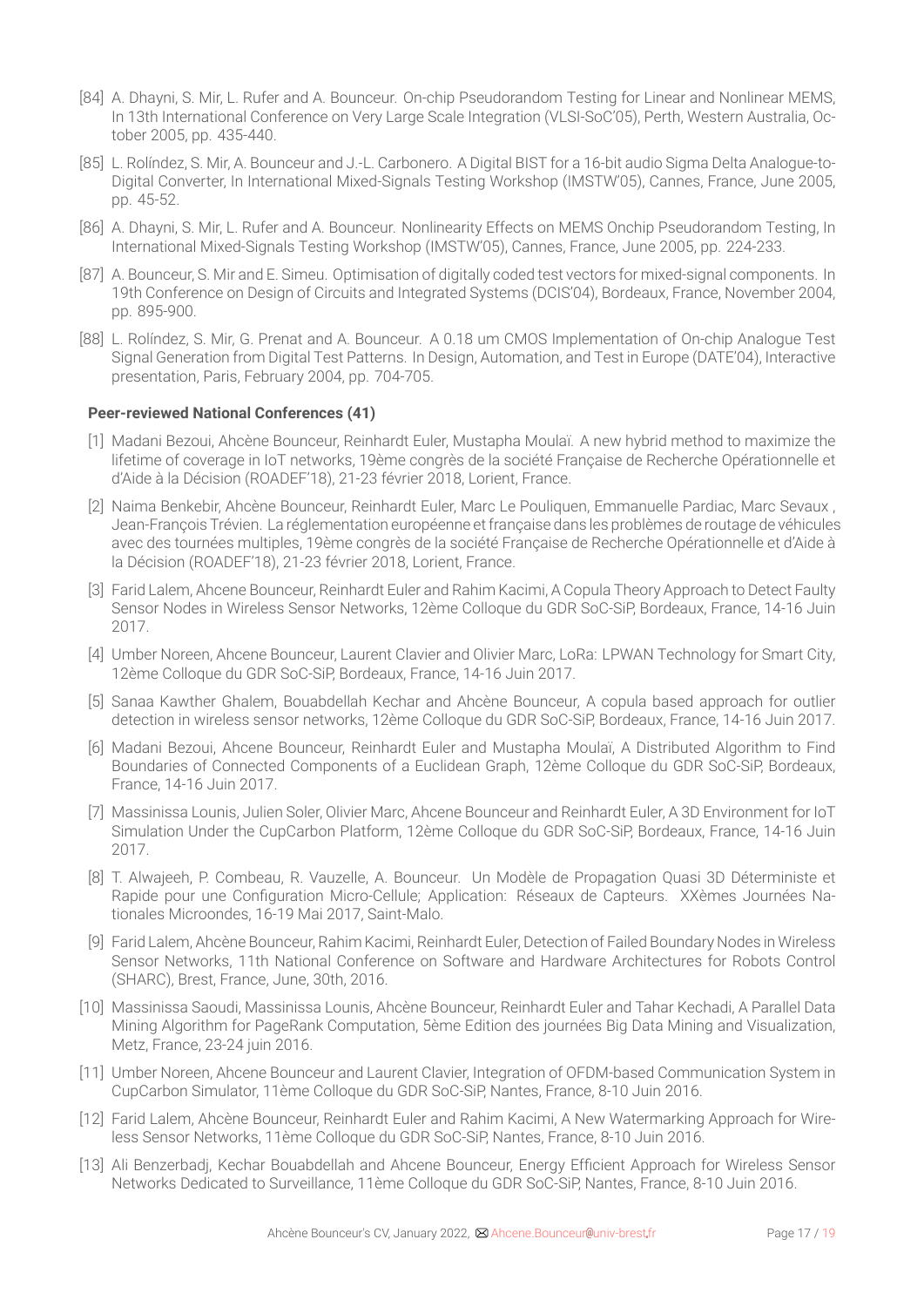[84] A. Dhayni, S. Mir, L. Rufer and A. Bounceur. On-chip Pseudorandom Testing for Linear and Nonlinear MEMS, In 13th International Conference on Very Large Scale Integration (VLSI-SoC'05), Perth, Western Australia, October 2005, pp. 435-440.

[85] L. Rolíndez, S. Mir, A. Bounceur and J.-L. Carbonero. A Digital BIST for a 16-bit audio Sigma Delta Analogue-to-Digital Converter, In International Mixed-Signals Testing Workshop (IMSTW'05), Cannes, France, June 2005, pp. 45-52.

[86] A. Dhayni, S. Mir, L. Rufer and A. Bounceur. Nonlinearity Effects on MEMS Onchip Pseudorandom Testing, In International Mixed-Signals Testing Workshop (IMSTW'05), Cannes, France, June 2005, pp. 224-233.

[87] A. Bounceur, S. Mir and E. Simeu. Optimisation of digitally coded test vectors for mixed-signal components. In 19th Conference on Design of Circuits and Integrated Systems (DCIS'04), Bordeaux, France, November 2004, pp. 895-900.

[88] L. Rolíndez, S. Mir, G. Prenat and A. Bounceur. A 0.18 um CMOS Implementation of On-chip Analogue Test Signal Generation from Digital Test Patterns. In Design, Automation, and Test in Europe (DATE'04), Interactive presentation, Paris, February 2004, pp. 704-705.

**Peer-reviewed National Conferences (41)**

[1] Madani Bezoui, Ahcène Bounceur, Reinhardt Euler, Mustapha Moulaï. A new hybrid method to maximize the lifetime of coverage in IoT networks, 19ème congrès de la société Française de Recherche Opérationnelle et d'Aide à la Décision (ROADEF'18), 21-23 février 2018, Lorient, France.

[2] Naima Benkebir, Ahcène Bounceur, Reinhardt Euler, Marc Le Pouliquen, Emmanuelle Pardiac, Marc Sevaux , Jean-François Trévien. La réglementation européenne et française dans les problèmes de routage de véhicules avec des tournées multiples, 19ème congrès de la société Française de Recherche Opérationnelle et d'Aide à la Décision (ROADEF'18), 21-23 février 2018, Lorient, France.

[3] Farid Lalem, Ahcene Bounceur, Reinhardt Euler and Rahim Kacimi, A Copula Theory Approach to Detect Faulty Sensor Nodes in Wireless Sensor Networks, 12ème Colloque du GDR SoC-SiP, Bordeaux, France, 14-16 Juin 2017.

[4] Umber Noreen, Ahcene Bounceur, Laurent Clavier and Olivier Marc, LoRa: LPWAN Technology for Smart City, 12ème Colloque du GDR SoC-SiP, Bordeaux, France, 14-16 Juin 2017.

[5] Sanaa Kawther Ghalem, Bouabdellah Kechar and Ahcène Bounceur, A copula based approach for outlier detection in wireless sensor networks, 12ème Colloque du GDR SoC-SiP, Bordeaux, France, 14-16 Juin 2017.

[6] Madani Bezoui, Ahcene Bounceur, Reinhardt Euler and Mustapha Moulaï, A Distributed Algorithm to Find Boundaries of Connected Components of a Euclidean Graph, 12ème Colloque du GDR SoC-SiP, Bordeaux, France, 14-16 Juin 2017.

[7] Massinissa Lounis, Julien Soler, Olivier Marc, Ahcene Bounceur and Reinhardt Euler, A 3D Environment for IoT Simulation Under the CupCarbon Platform, 12ème Colloque du GDR SoC-SiP, Bordeaux, France, 14-16 Juin 2017.

[8] T. Alwajeeh, P. Combeau, R. Vauzelle, A. Bounceur. Un Modèle de Propagation Quasi 3D Déterministe et Rapide pour une Configuration Micro-Cellule; Application: Réseaux de Capteurs. XXèmes Journées Nationales Microondes, 16-19 Mai 2017, Saint-Malo.

[9] Farid Lalem, Ahcène Bounceur, Rahim Kacimi, Reinhardt Euler, Detection of Failed Boundary Nodes in Wireless Sensor Networks, 11th National Conference on Software and Hardware Architectures for Robots Control (SHARC), Brest, France, June, 30th, 2016.

[10] Massinissa Saoudi, Massinissa Lounis, Ahcène Bounceur, Reinhardt Euler and Tahar Kechadi, A Parallel Data Mining Algorithm for PageRank Computation, 5ème Edition des journées Big Data Mining and Visualization, Metz, France, 23-24 juin 2016.

[11] Umber Noreen, Ahcene Bounceur and Laurent Clavier, Integration of OFDM-based Communication System in CupCarbon Simulator, 11ème Colloque du GDR SoC-SiP, Nantes, France, 8-10 Juin 2016.

[12] Farid Lalem, Ahcène Bounceur, Reinhardt Euler and Rahim Kacimi, A New Watermarking Approach for Wireless Sensor Networks, 11ème Colloque du GDR SoC-SiP, Nantes, France, 8-10 Juin 2016.

[13] Ali Benzerbadj, Kechar Bouabdellah and Ahcene Bounceur, Energy Efficient Approach for Wireless Sensor Networks Dedicated to Surveillance, 11ème Colloque du GDR SoC-SiP, Nantes, France, 8-10 Juin 2016.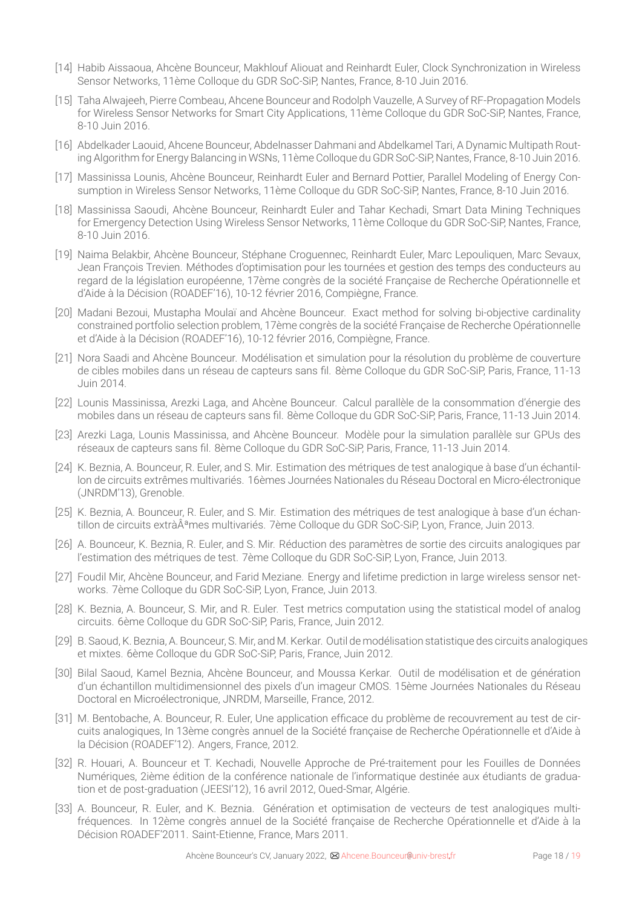[14] Habib Aissaoua, Ahcène Bounceur, Makhlouf Aliouat and Reinhardt Euler, Clock Synchronization in Wireless Sensor Networks, 11ème Colloque du GDR SoC-SiP, Nantes, France, 8-10 Juin 2016.

[15] Taha Alwajeeh, Pierre Combeau, Ahcene Bounceur and Rodolph Vauzelle, A Survey of RF-Propagation Models for Wireless Sensor Networks for Smart City Applications, 11ème Colloque du GDR SoC-SiP, Nantes, France, 8-10 Juin 2016.

[16] Abdelkader Laouid, Ahcene Bounceur, Abdelnasser Dahmani and Abdelkamel Tari, A Dynamic Multipath Routing Algorithm for Energy Balancing in WSNs, 11ème Colloque du GDR SoC-SiP, Nantes, France, 8-10 Juin 2016.

[17] Massinissa Lounis, Ahcène Bounceur, Reinhardt Euler and Bernard Pottier, Parallel Modeling of Energy Consumption in Wireless Sensor Networks, 11ème Colloque du GDR SoC-SiP, Nantes, France, 8-10 Juin 2016.

[18] Massinissa Saoudi, Ahcène Bounceur, Reinhardt Euler and Tahar Kechadi, Smart Data Mining Techniques for Emergency Detection Using Wireless Sensor Networks, 11ème Colloque du GDR SoC-SiP, Nantes, France, 8-10 Juin 2016.

[19] Naima Belakbir, Ahcène Bounceur, Stéphane Croguennec, Reinhardt Euler, Marc Lepouliquen, Marc Sevaux, Jean François Trevien. Méthodes d'optimisation pour les tournées et gestion des temps des conducteurs au regard de la législation européenne, 17ème congrès de la société Française de Recherche Opérationnelle et d'Aide à la Décision (ROADEF'16), 10-12 février 2016, Compiègne, France.

[20] Madani Bezoui, Mustapha Moulaï and Ahcène Bounceur. Exact method for solving bi-objective cardinality constrained portfolio selection problem, 17ème congrès de la société Française de Recherche Opérationnelle et d'Aide à la Décision (ROADEF'16), 10-12 février 2016, Compiègne, France.

[21] Nora Saadi and Ahcène Bounceur. Modélisation et simulation pour la résolution du problème de couverture de cibles mobiles dans un réseau de capteurs sans fil. 8ème Colloque du GDR SoC-SiP, Paris, France, 11-13 Juin 2014.

[22] Lounis Massinissa, Arezki Laga, and Ahcène Bounceur. Calcul parallèle de la consommation d'énergie des mobiles dans un réseau de capteurs sans fil. 8ème Colloque du GDR SoC-SiP, Paris, France, 11-13 Juin 2014.

[23] Arezki Laga, Lounis Massinissa, and Ahcène Bounceur. Modèle pour la simulation parallèle sur GPUs des réseaux de capteurs sans fil. 8ème Colloque du GDR SoC-SiP, Paris, France, 11-13 Juin 2014.

[24] K. Beznia, A. Bounceur, R. Euler, and S. Mir. Estimation des métriques de test analogique à base d'un échantillon de circuits extrêmes multivariés. 16èmes Journées Nationales du Réseau Doctoral en Micro-électronique (JNRDM'13), Grenoble.

[25] K. Beznia, A. Bounceur, R. Euler, and S. Mir. Estimation des métriques de test analogique à base d'un échantillon de circuits extràÂªmes multivariés. 7ème Colloque du GDR SoC-SiP, Lyon, France, Juin 2013.

[26] A. Bounceur, K. Beznia, R. Euler, and S. Mir. Réduction des paramètres de sortie des circuits analogiques par l'estimation des métriques de test. 7ème Colloque du GDR SoC-SiP, Lyon, France, Juin 2013.

[27] Foudil Mir, Ahcène Bounceur, and Farid Meziane. Energy and lifetime prediction in large wireless sensor networks. 7ème Colloque du GDR SoC-SiP, Lyon, France, Juin 2013.

[28] K. Beznia, A. Bounceur, S. Mir, and R. Euler. Test metrics computation using the statistical model of analog circuits. 6ème Colloque du GDR SoC-SiP, Paris, France, Juin 2012.

[29] B. Saoud, K. Beznia, A. Bounceur, S. Mir, and M. Kerkar. Outil de modélisation statistique des circuits analogiques et mixtes. 6ème Colloque du GDR SoC-SiP, Paris, France, Juin 2012.

[30] Bilal Saoud, Kamel Beznia, Ahcène Bounceur, and Moussa Kerkar. Outil de modélisation et de génération d'un échantillon multidimensionnel des pixels d'un imageur CMOS. 15ème Journées Nationales du Réseau Doctoral en Microélectronique, JNRDM, Marseille, France, 2012.

[31] M. Bentobache, A. Bounceur, R. Euler, Une application efficace du problème de recouvrement au test de circuits analogiques, In 13ème congrès annuel de la Société française de Recherche Opérationnelle et d'Aide à la Décision (ROADEF'12). Angers, France, 2012.

[32] R. Houari, A. Bounceur et T. Kechadi, Nouvelle Approche de Pré-traitement pour les Fouilles de Données Numériques, 2ième édition de la conférence nationale de l'informatique destinée aux étudiants de graduation et de post-graduation (JEESI'12), 16 avril 2012, Oued-Smar, Algérie.

[33] A. Bounceur, R. Euler, and K. Beznia. Génération et optimisation de vecteurs de test analogiques multifréquences. In 12ème congrès annuel de la Société française de Recherche Opérationnelle et d'Aide à la Décision ROADEF'2011. Saint-Etienne, France, Mars 2011.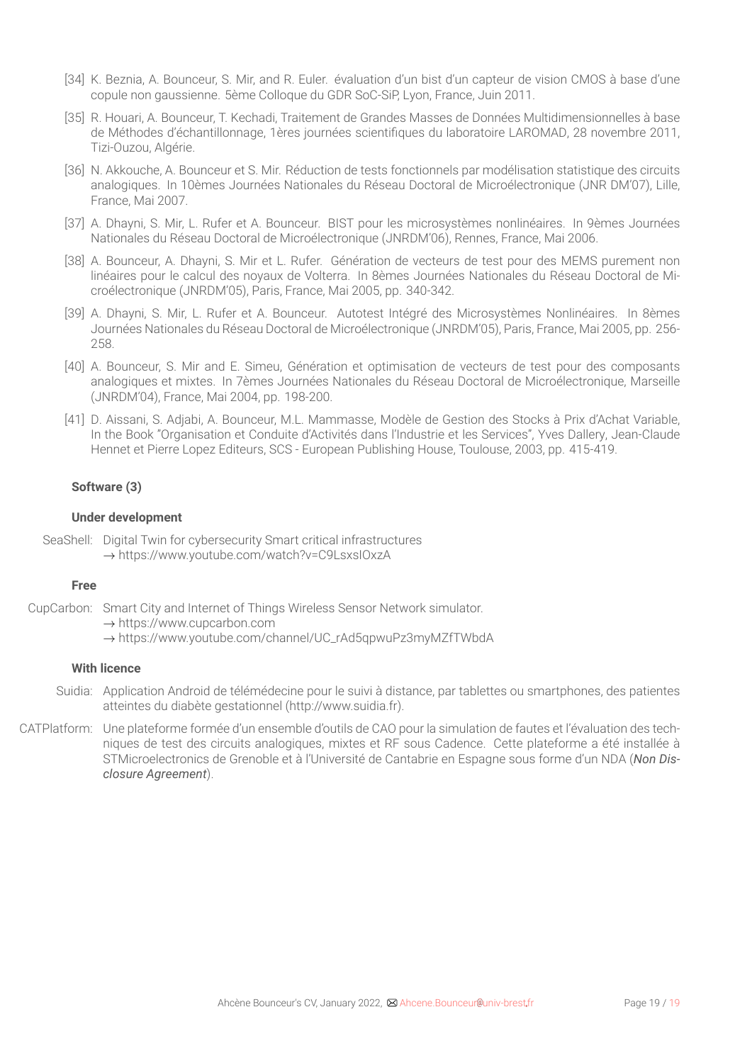[34] K. Beznia, A. Bounceur, S. Mir, and R. Euler. évaluation d'un bist d'un capteur de vision CMOS à base d'une copule non gaussienne. 5ème Colloque du GDR SoC-SiP, Lyon, France, Juin 2011.

[35] R. Houari, A. Bounceur, T. Kechadi, Traitement de Grandes Masses de Données Multidimensionnelles à base de Méthodes d'échantillonnage, 1ères journées scientifiques du laboratoire LAROMAD, 28 novembre 2011, Tizi-Ouzou, Algérie.

[36] N. Akkouche, A. Bounceur et S. Mir. Réduction de tests fonctionnels par modélisation statistique des circuits analogiques. In 10èmes Journées Nationales du Réseau Doctoral de Microélectronique (JNR DM'07), Lille, France, Mai 2007.

[37] A. Dhayni, S. Mir, L. Rufer et A. Bounceur. BIST pour les microsystèmes nonlinéaires. In 9èmes Journées Nationales du Réseau Doctoral de Microélectronique (JNRDM'06), Rennes, France, Mai 2006.

[38] A. Bounceur, A. Dhayni, S. Mir et L. Rufer. Génération de vecteurs de test pour des MEMS purement non linéaires pour le calcul des noyaux de Volterra. In 8èmes Journées Nationales du Réseau Doctoral de Microélectronique (JNRDM'05), Paris, France, Mai 2005, pp. 340-342.

[39] A. Dhayni, S. Mir, L. Rufer et A. Bounceur. Autotest Intégré des Microsystèmes Nonlinéaires. In 8èmes Journées Nationales du Réseau Doctoral de Microélectronique (JNRDM'05), Paris, France, Mai 2005, pp. 256-258.

[40] A. Bounceur, S. Mir and E. Simeu, Génération et optimisation de vecteurs de test pour des composants analogiques et mixtes. In 7èmes Journées Nationales du Réseau Doctoral de Microélectronique, Marseille (JNRDM'04), France, Mai 2004, pp. 198-200.

[41] D. Aissani, S. Adjabi, A. Bounceur, M.L. Mammasse, Modèle de Gestion des Stocks à Prix d'Achat Variable, In the Book "Organisation et Conduite d'Activités dans l'Industrie et les Services", Yves Dallery, Jean-Claude Hennet et Pierre Lopez Editeurs, SCS - European Publishing House, Toulouse, 2003, pp. 415-419.

### Software (3)

#### Under development

SeaShell: Digital Twin for cybersecurity Smart critical infrastructures
→ https://www.youtube.com/watch?v=C9LsxsIOxzA

#### Free

CupCarbon: Smart City and Internet of Things Wireless Sensor Network simulator.
→ https://www.cupcarbon.com
→ https://www.youtube.com/channel/UC_rAd5qpwuPz3myMZfTWbdA

#### With licence

Suidia: Application Android de télémédecine pour le suivi à distance, par tablettes ou smartphones, des patientes atteintes du diabète gestationnel (http://www.suidia.fr).

CATPlatform: Une plateforme formée d'un ensemble d'outils de CAO pour la simulation de fautes et l'évaluation des techniques de test des circuits analogiques, mixtes et RF sous Cadence. Cette plateforme a été installée à STMicroelectronics de Grenoble et à l'Université de Cantabrie en Espagne sous forme d'un NDA (***Non Disclosure Agreement***).